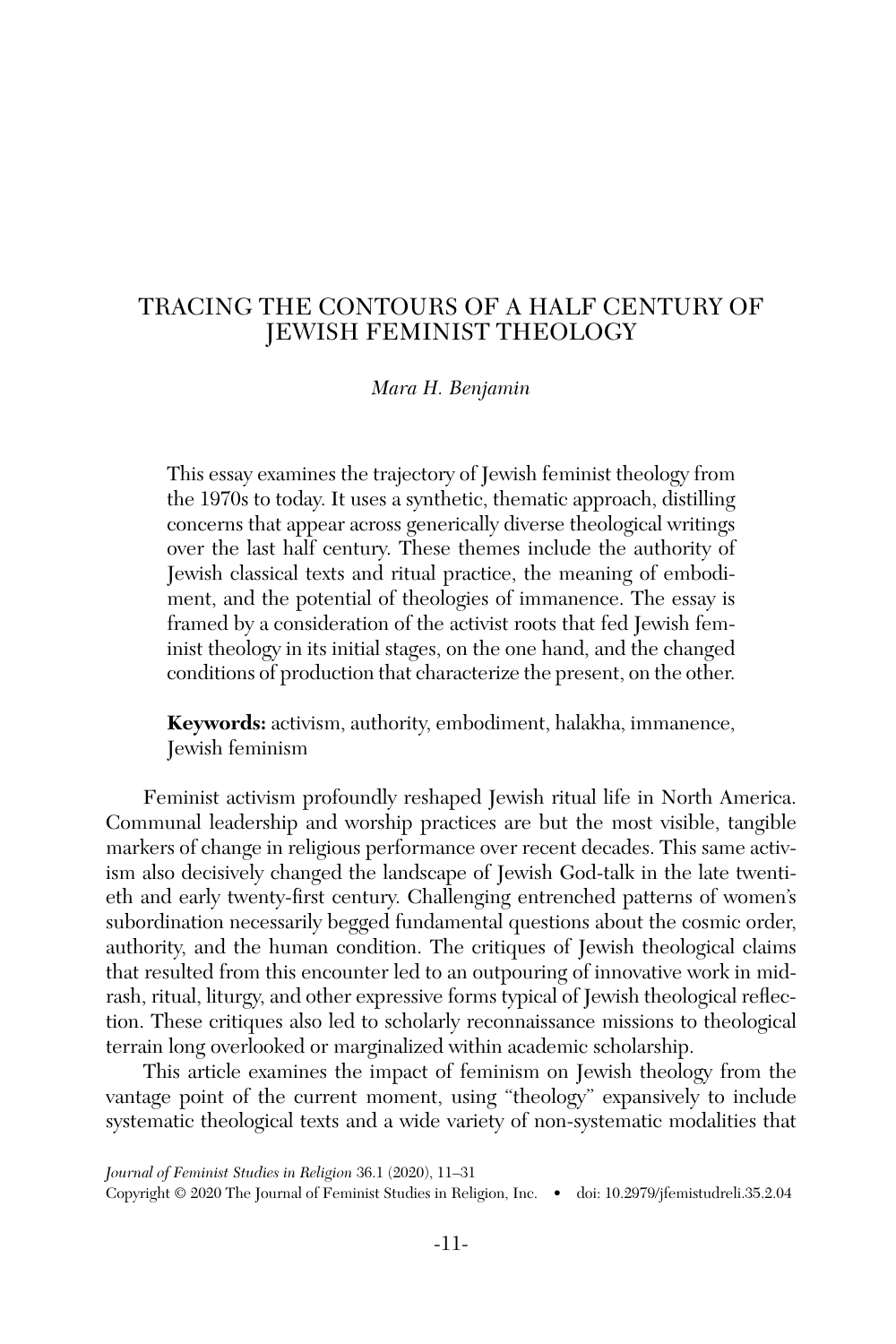# TRACING THE CONTOURS OF A HALF CENTURY OF JEWISH FEMINIST THEOLOGY

*Mara H. Benjamin*

This essay examines the trajectory of Jewish feminist theology from the 1970s to today. It uses a synthetic, thematic approach, distilling concerns that appear across generically diverse theological writings over the last half century. These themes include the authority of Jewish classical texts and ritual practice, the meaning of embodiment, and the potential of theologies of immanence. The essay is framed by a consideration of the activist roots that fed Jewish feminist theology in its initial stages, on the one hand, and the changed conditions of production that characterize the present, on the other.

**Keywords:** activism, authority, embodiment, halakha, immanence, Jewish feminism

Feminist activism profoundly reshaped Jewish ritual life in North America. Communal leadership and worship practices are but the most visible, tangible markers of change in religious performance over recent decades. This same activism also decisively changed the landscape of Jewish God-talk in the late twentieth and early twenty-first century. Challenging entrenched patterns of women's subordination necessarily begged fundamental questions about the cosmic order, authority, and the human condition. The critiques of Jewish theological claims that resulted from this encounter led to an outpouring of innovative work in midrash, ritual, liturgy, and other expressive forms typical of Jewish theological reflection. These critiques also led to scholarly reconnaissance missions to theological terrain long overlooked or marginalized within academic scholarship.

This article examines the impact of feminism on Jewish theology from the vantage point of the current moment, using "theology" expansively to include systematic theological texts and a wide variety of non-systematic modalities that

*Journal of Feminist Studies in Religion* 36.1 (2020), 11–31
Copyright © 2020 The Journal of Feminist Studies in Religion, Inc. • doi: 10.2979/jfemistudreli.35.2.04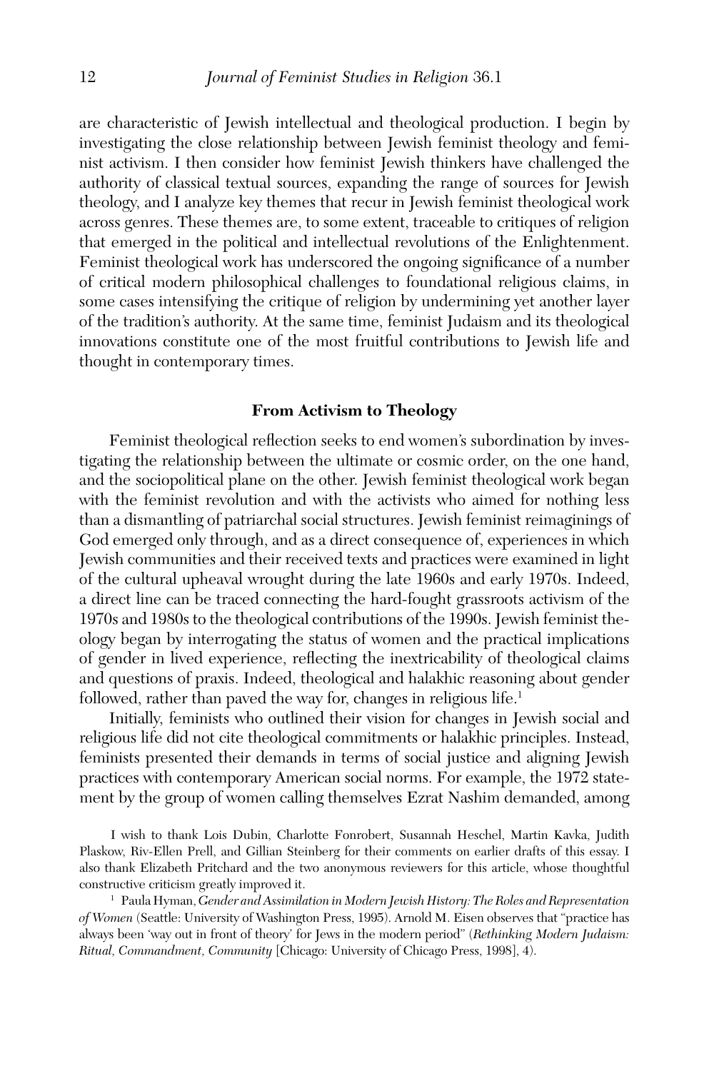are characteristic of Jewish intellectual and theological production. I begin by investigating the close relationship between Jewish feminist theology and feminist activism. I then consider how feminist Jewish thinkers have challenged the authority of classical textual sources, expanding the range of sources for Jewish theology, and I analyze key themes that recur in Jewish feminist theological work across genres. These themes are, to some extent, traceable to critiques of religion that emerged in the political and intellectual revolutions of the Enlightenment. Feminist theological work has underscored the ongoing significance of a number of critical modern philosophical challenges to foundational religious claims, in some cases intensifying the critique of religion by undermining yet another layer of the tradition's authority. At the same time, feminist Judaism and its theological innovations constitute one of the most fruitful contributions to Jewish life and thought in contemporary times.

## From Activism to Theology

Feminist theological reflection seeks to end women's subordination by investigating the relationship between the ultimate or cosmic order, on the one hand, and the sociopolitical plane on the other. Jewish feminist theological work began with the feminist revolution and with the activists who aimed for nothing less than a dismantling of patriarchal social structures. Jewish feminist reimaginings of God emerged only through, and as a direct consequence of, experiences in which Jewish communities and their received texts and practices were examined in light of the cultural upheaval wrought during the late 1960s and early 1970s. Indeed, a direct line can be traced connecting the hard-fought grassroots activism of the 1970s and 1980s to the theological contributions of the 1990s. Jewish feminist theology began by interrogating the status of women and the practical implications of gender in lived experience, reflecting the inextricability of theological claims and questions of praxis. Indeed, theological and halakhic reasoning about gender followed, rather than paved the way for, changes in religious life.[1]

Initially, feminists who outlined their vision for changes in Jewish social and religious life did not cite theological commitments or halakhic principles. Instead, feminists presented their demands in terms of social justice and aligning Jewish practices with contemporary American social norms. For example, the 1972 statement by the group of women calling themselves Ezrat Nashim demanded, among

I wish to thank Lois Dubin, Charlotte Fonrobert, Susannah Heschel, Martin Kavka, Judith Plaskow, Riv-Ellen Prell, and Gillian Steinberg for their comments on earlier drafts of this essay. I also thank Elizabeth Pritchard and the two anonymous reviewers for this article, whose thoughtful constructive criticism greatly improved it.

[1] Paula Hyman, *Gender and Assimilation in Modern Jewish History: The Roles and Representation of Women* (Seattle: University of Washington Press, 1995). Arnold M. Eisen observes that "practice has always been 'way out in front of theory' for Jews in the modern period" (*Rethinking Modern Judaism: Ritual, Commandment, Community* [Chicago: University of Chicago Press, 1998], 4).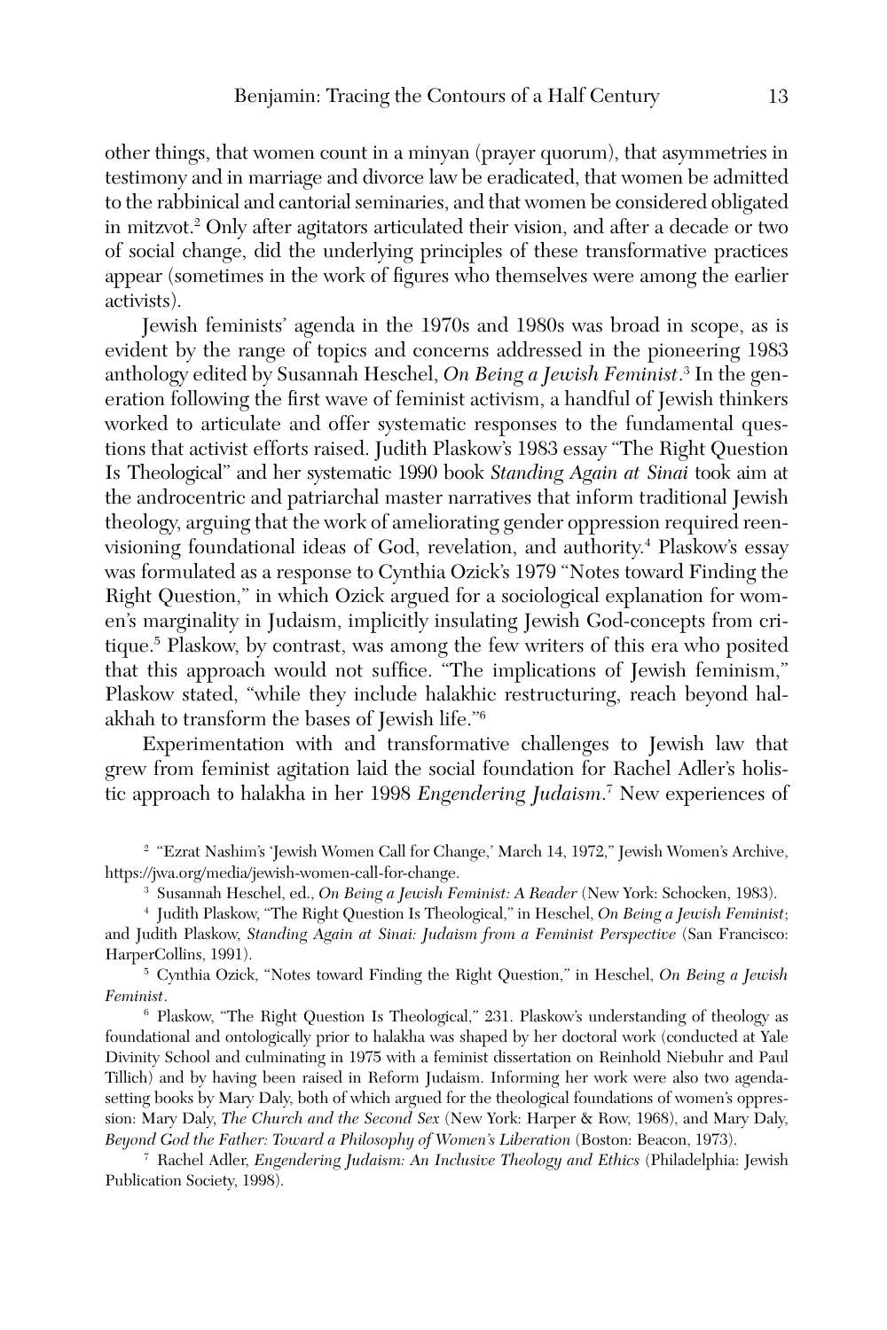other things, that women count in a minyan (prayer quorum), that asymmetries in testimony and in marriage and divorce law be eradicated, that women be admitted to the rabbinical and cantorial seminaries, and that women be considered obligated in mitzvot.[2] Only after agitators articulated their vision, and after a decade or two of social change, did the underlying principles of these transformative practices appear (sometimes in the work of figures who themselves were among the earlier activists).

Jewish feminists' agenda in the 1970s and 1980s was broad in scope, as is evident by the range of topics and concerns addressed in the pioneering 1983 anthology edited by Susannah Heschel, *On Being a Jewish Feminist*.[3] In the generation following the first wave of feminist activism, a handful of Jewish thinkers worked to articulate and offer systematic responses to the fundamental questions that activist efforts raised. Judith Plaskow's 1983 essay "The Right Question Is Theological" and her systematic 1990 book *Standing Again at Sinai* took aim at the androcentric and patriarchal master narratives that inform traditional Jewish theology, arguing that the work of ameliorating gender oppression required reenvisioning foundational ideas of God, revelation, and authority.[4] Plaskow's essay was formulated as a response to Cynthia Ozick's 1979 "Notes toward Finding the Right Question," in which Ozick argued for a sociological explanation for women's marginality in Judaism, implicitly insulating Jewish God-concepts from critique.[5] Plaskow, by contrast, was among the few writers of this era who posited that this approach would not suffice. "The implications of Jewish feminism," Plaskow stated, "while they include halakhic restructuring, reach beyond halakhah to transform the bases of Jewish life."[6]

Experimentation with and transformative challenges to Jewish law that grew from feminist agitation laid the social foundation for Rachel Adler's holistic approach to halakha in her 1998 *Engendering Judaism*.[7] New experiences of

[2] "Ezrat Nashim's 'Jewish Women Call for Change,' March 14, 1972," Jewish Women's Archive, https://jwa.org/media/jewish-women-call-for-change.

[3] Susannah Heschel, ed., *On Being a Jewish Feminist: A Reader* (New York: Schocken, 1983).

[4] Judith Plaskow, "The Right Question Is Theological," in Heschel, *On Being a Jewish Feminist*; and Judith Plaskow, *Standing Again at Sinai: Judaism from a Feminist Perspective* (San Francisco: HarperCollins, 1991).

[5] Cynthia Ozick, "Notes toward Finding the Right Question," in Heschel, *On Being a Jewish Feminist*.

[6] Plaskow, "The Right Question Is Theological," 231. Plaskow's understanding of theology as foundational and ontologically prior to halakha was shaped by her doctoral work (conducted at Yale Divinity School and culminating in 1975 with a feminist dissertation on Reinhold Niebuhr and Paul Tillich) and by having been raised in Reform Judaism. Informing her work were also two agenda-setting books by Mary Daly, both of which argued for the theological foundations of women's oppression: Mary Daly, *The Church and the Second Sex* (New York: Harper & Row, 1968), and Mary Daly, *Beyond God the Father: Toward a Philosophy of Women's Liberation* (Boston: Beacon, 1973).

[7] Rachel Adler, *Engendering Judaism: An Inclusive Theology and Ethics* (Philadelphia: Jewish Publication Society, 1998).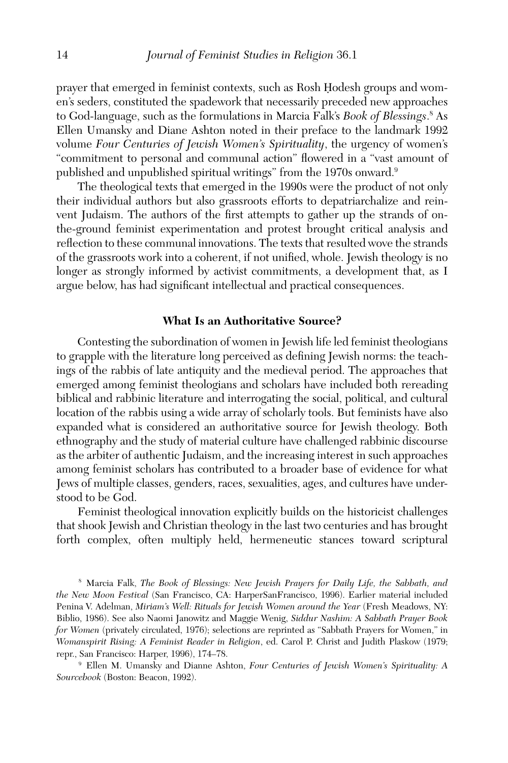prayer that emerged in feminist contexts, such as Rosh Ḥodesh groups and women's seders, constituted the spadework that necessarily preceded new approaches to God-language, such as the formulations in Marcia Falk's *Book of Blessings*.[8] As Ellen Umansky and Diane Ashton noted in their preface to the landmark 1992 volume *Four Centuries of Jewish Women's Spirituality*, the urgency of women's "commitment to personal and communal action" flowered in a "vast amount of published and unpublished spiritual writings" from the 1970s onward.[9]

The theological texts that emerged in the 1990s were the product of not only their individual authors but also grassroots efforts to depatriarchalize and reinvent Judaism. The authors of the first attempts to gather up the strands of on-the-ground feminist experimentation and protest brought critical analysis and reflection to these communal innovations. The texts that resulted wove the strands of the grassroots work into a coherent, if not unified, whole. Jewish theology is no longer as strongly informed by activist commitments, a development that, as I argue below, has had significant intellectual and practical consequences.

## What Is an Authoritative Source?

Contesting the subordination of women in Jewish life led feminist theologians to grapple with the literature long perceived as defining Jewish norms: the teachings of the rabbis of late antiquity and the medieval period. The approaches that emerged among feminist theologians and scholars have included both rereading biblical and rabbinic literature and interrogating the social, political, and cultural location of the rabbis using a wide array of scholarly tools. But feminists have also expanded what is considered an authoritative source for Jewish theology. Both ethnography and the study of material culture have challenged rabbinic discourse as the arbiter of authentic Judaism, and the increasing interest in such approaches among feminist scholars has contributed to a broader base of evidence for what Jews of multiple classes, genders, races, sexualities, ages, and cultures have understood to be God.

Feminist theological innovation explicitly builds on the historicist challenges that shook Jewish and Christian theology in the last two centuries and has brought forth complex, often multiply held, hermeneutic stances toward scriptural

---

[8] Marcia Falk, *The Book of Blessings: New Jewish Prayers for Daily Life, the Sabbath, and the New Moon Festival* (San Francisco, CA: HarperSanFrancisco, 1996). Earlier material included Penina V. Adelman, *Miriam's Well: Rituals for Jewish Women around the Year* (Fresh Meadows, NY: Biblio, 1986). See also Naomi Janowitz and Maggie Wenig, *Siddur Nashim: A Sabbath Prayer Book for Women* (privately circulated, 1976); selections are reprinted as "Sabbath Prayers for Women," in *Womanspirit Rising: A Feminist Reader in Religion*, ed. Carol P. Christ and Judith Plaskow (1979; repr., San Francisco: Harper, 1996), 174–78.

[9] Ellen M. Umansky and Dianne Ashton, *Four Centuries of Jewish Women's Spirituality: A Sourcebook* (Boston: Beacon, 1992).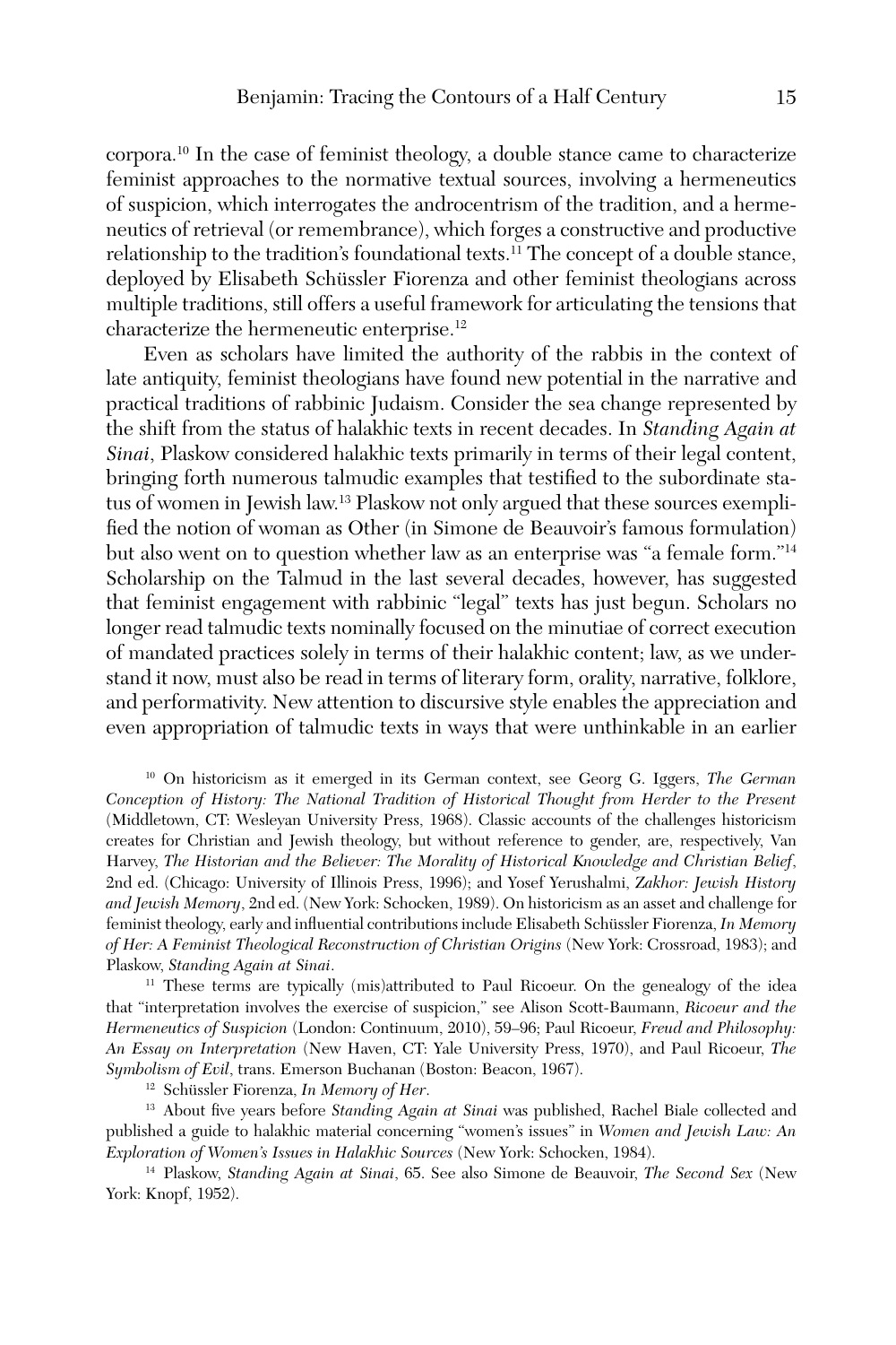corpora.[10] In the case of feminist theology, a double stance came to characterize feminist approaches to the normative textual sources, involving a hermeneutics of suspicion, which interrogates the androcentrism of the tradition, and a hermeneutics of retrieval (or remembrance), which forges a constructive and productive relationship to the tradition's foundational texts.[11] The concept of a double stance, deployed by Elisabeth Schüssler Fiorenza and other feminist theologians across multiple traditions, still offers a useful framework for articulating the tensions that characterize the hermeneutic enterprise.[12]

Even as scholars have limited the authority of the rabbis in the context of late antiquity, feminist theologians have found new potential in the narrative and practical traditions of rabbinic Judaism. Consider the sea change represented by the shift from the status of halakhic texts in recent decades. In *Standing Again at Sinai*, Plaskow considered halakhic texts primarily in terms of their legal content, bringing forth numerous talmudic examples that testified to the subordinate status of women in Jewish law.[13] Plaskow not only argued that these sources exemplified the notion of woman as Other (in Simone de Beauvoir's famous formulation) but also went on to question whether law as an enterprise was "a female form."[14] Scholarship on the Talmud in the last several decades, however, has suggested that feminist engagement with rabbinic "legal" texts has just begun. Scholars no longer read talmudic texts nominally focused on the minutiae of correct execution of mandated practices solely in terms of their halakhic content; law, as we understand it now, must also be read in terms of literary form, orality, narrative, folklore, and performativity. New attention to discursive style enables the appreciation and even appropriation of talmudic texts in ways that were unthinkable in an earlier

[10] On historicism as it emerged in its German context, see Georg G. Iggers, *The German Conception of History: The National Tradition of Historical Thought from Herder to the Present* (Middletown, CT: Wesleyan University Press, 1968). Classic accounts of the challenges historicism creates for Christian and Jewish theology, but without reference to gender, are, respectively, Van Harvey, *The Historian and the Believer: The Morality of Historical Knowledge and Christian Belief*, 2nd ed. (Chicago: University of Illinois Press, 1996); and Yosef Yerushalmi, *Zakhor: Jewish History and Jewish Memory*, 2nd ed. (New York: Schocken, 1989). On historicism as an asset and challenge for feminist theology, early and influential contributions include Elisabeth Schüssler Fiorenza, *In Memory of Her: A Feminist Theological Reconstruction of Christian Origins* (New York: Crossroad, 1983); and Plaskow, *Standing Again at Sinai*.

[11] These terms are typically (mis)attributed to Paul Ricoeur. On the genealogy of the idea that "interpretation involves the exercise of suspicion," see Alison Scott-Baumann, *Ricoeur and the Hermeneutics of Suspicion* (London: Continuum, 2010), 59–96; Paul Ricoeur, *Freud and Philosophy: An Essay on Interpretation* (New Haven, CT: Yale University Press, 1970), and Paul Ricoeur, *The Symbolism of Evil*, trans. Emerson Buchanan (Boston: Beacon, 1967).

[12] Schüssler Fiorenza, *In Memory of Her*.

[13] About five years before *Standing Again at Sinai* was published, Rachel Biale collected and published a guide to halakhic material concerning "women's issues" in *Women and Jewish Law: An Exploration of Women's Issues in Halakhic Sources* (New York: Schocken, 1984).

[14] Plaskow, *Standing Again at Sinai*, 65. See also Simone de Beauvoir, *The Second Sex* (New York: Knopf, 1952).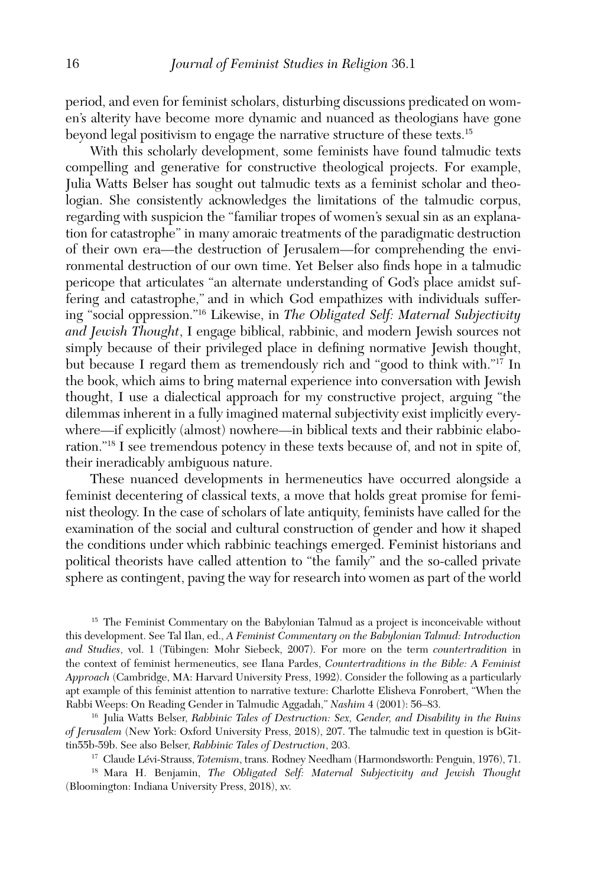period, and even for feminist scholars, disturbing discussions predicated on women's alterity have become more dynamic and nuanced as theologians have gone beyond legal positivism to engage the narrative structure of these texts.[15]

With this scholarly development, some feminists have found talmudic texts compelling and generative for constructive theological projects. For example, Julia Watts Belser has sought out talmudic texts as a feminist scholar and theologian. She consistently acknowledges the limitations of the talmudic corpus, regarding with suspicion the "familiar tropes of women's sexual sin as an explanation for catastrophe" in many amoraic treatments of the paradigmatic destruction of their own era—the destruction of Jerusalem—for comprehending the environmental destruction of our own time. Yet Belser also finds hope in a talmudic pericope that articulates "an alternate understanding of God's place amidst suffering and catastrophe," and in which God empathizes with individuals suffering "social oppression."[16] Likewise, in *The Obligated Self: Maternal Subjectivity and Jewish Thought*, I engage biblical, rabbinic, and modern Jewish sources not simply because of their privileged place in defining normative Jewish thought, but because I regard them as tremendously rich and "good to think with."[17] In the book, which aims to bring maternal experience into conversation with Jewish thought, I use a dialectical approach for my constructive project, arguing "the dilemmas inherent in a fully imagined maternal subjectivity exist implicitly everywhere—if explicitly (almost) nowhere—in biblical texts and their rabbinic elaboration."[18] I see tremendous potency in these texts because of, and not in spite of, their ineradicably ambiguous nature.

These nuanced developments in hermeneutics have occurred alongside a feminist decentering of classical texts, a move that holds great promise for feminist theology. In the case of scholars of late antiquity, feminists have called for the examination of the social and cultural construction of gender and how it shaped the conditions under which rabbinic teachings emerged. Feminist historians and political theorists have called attention to "the family" and the so-called private sphere as contingent, paving the way for research into women as part of the world

---

[15] The Feminist Commentary on the Babylonian Talmud as a project is inconceivable without this development. See Tal Ilan, ed., *A Feminist Commentary on the Babylonian Talmud: Introduction and Studies*, vol. 1 (Tübingen: Mohr Siebeck, 2007). For more on the term *countertradition* in the context of feminist hermeneutics, see Ilana Pardes, *Countertraditions in the Bible: A Feminist Approach* (Cambridge, MA: Harvard University Press, 1992). Consider the following as a particularly apt example of this feminist attention to narrative texture: Charlotte Elisheva Fonrobert, "When the Rabbi Weeps: On Reading Gender in Talmudic Aggadah," *Nashim* 4 (2001): 56–83.

[16] Julia Watts Belser, *Rabbinic Tales of Destruction: Sex, Gender, and Disability in the Ruins of Jerusalem* (New York: Oxford University Press, 2018), 207. The talmudic text in question is bGittin55b-59b. See also Belser, *Rabbinic Tales of Destruction*, 203.

[17] Claude Lévi-Strauss, *Totemism*, trans. Rodney Needham (Harmondsworth: Penguin, 1976), 71.

[18] Mara H. Benjamin, *The Obligated Self: Maternal Subjectivity and Jewish Thought* (Bloomington: Indiana University Press, 2018), xv.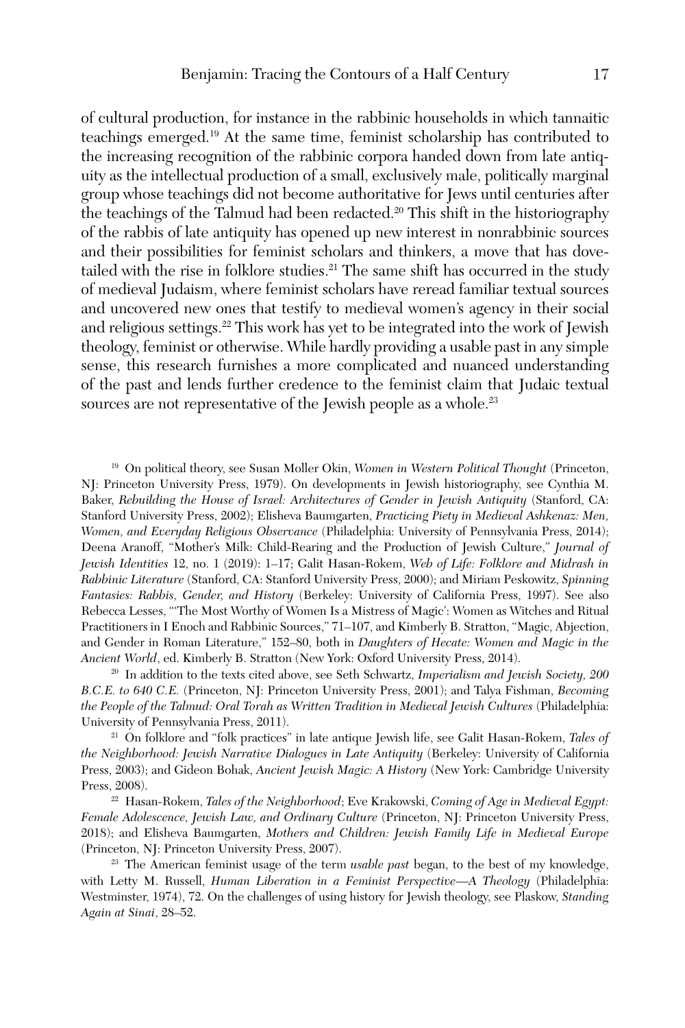of cultural production, for instance in the rabbinic households in which tannaitic teachings emerged.[19] At the same time, feminist scholarship has contributed to the increasing recognition of the rabbinic corpora handed down from late antiquity as the intellectual production of a small, exclusively male, politically marginal group whose teachings did not become authoritative for Jews until centuries after the teachings of the Talmud had been redacted.[20] This shift in the historiography of the rabbis of late antiquity has opened up new interest in nonrabbinic sources and their possibilities for feminist scholars and thinkers, a move that has dovetailed with the rise in folklore studies.[21] The same shift has occurred in the study of medieval Judaism, where feminist scholars have reread familiar textual sources and uncovered new ones that testify to medieval women's agency in their social and religious settings.[22] This work has yet to be integrated into the work of Jewish theology, feminist or otherwise. While hardly providing a usable past in any simple sense, this research furnishes a more complicated and nuanced understanding of the past and lends further credence to the feminist claim that Judaic textual sources are not representative of the Jewish people as a whole.[23]

[19] On political theory, see Susan Moller Okin, *Women in Western Political Thought* (Princeton, NJ: Princeton University Press, 1979). On developments in Jewish historiography, see Cynthia M. Baker, *Rebuilding the House of Israel: Architectures of Gender in Jewish Antiquity* (Stanford, CA: Stanford University Press, 2002); Elisheva Baumgarten, *Practicing Piety in Medieval Ashkenaz: Men, Women, and Everyday Religious Observance* (Philadelphia: University of Pennsylvania Press, 2014); Deena Aranoff, "Mother's Milk: Child-Rearing and the Production of Jewish Culture," *Journal of Jewish Identities* 12, no. 1 (2019): 1–17; Galit Hasan-Rokem, *Web of Life: Folklore and Midrash in Rabbinic Literature* (Stanford, CA: Stanford University Press, 2000); and Miriam Peskowitz, *Spinning Fantasies: Rabbis, Gender, and History* (Berkeley: University of California Press, 1997). See also Rebecca Lesses, "'The Most Worthy of Women Is a Mistress of Magic': Women as Witches and Ritual Practitioners in I Enoch and Rabbinic Sources," 71–107, and Kimberly B. Stratton, "Magic, Abjection, and Gender in Roman Literature," 152–80, both in *Daughters of Hecate: Women and Magic in the Ancient World*, ed. Kimberly B. Stratton (New York: Oxford University Press, 2014).

[20] In addition to the texts cited above, see Seth Schwartz, *Imperialism and Jewish Society, 200 B.C.E. to 640 C.E.* (Princeton, NJ: Princeton University Press, 2001); and Talya Fishman, *Becoming the People of the Talmud: Oral Torah as Written Tradition in Medieval Jewish Cultures* (Philadelphia: University of Pennsylvania Press, 2011).

[21] On folklore and "folk practices" in late antique Jewish life, see Galit Hasan-Rokem, *Tales of the Neighborhood: Jewish Narrative Dialogues in Late Antiquity* (Berkeley: University of California Press, 2003); and Gideon Bohak, *Ancient Jewish Magic: A History* (New York: Cambridge University Press, 2008).

[22] Hasan-Rokem, *Tales of the Neighborhood*; Eve Krakowski, *Coming of Age in Medieval Egypt: Female Adolescence, Jewish Law, and Ordinary Culture* (Princeton, NJ: Princeton University Press, 2018); and Elisheva Baumgarten, *Mothers and Children: Jewish Family Life in Medieval Europe* (Princeton, NJ: Princeton University Press, 2007).

[23] The American feminist usage of the term *usable past* began, to the best of my knowledge, with Letty M. Russell, *Human Liberation in a Feminist Perspective—A Theology* (Philadelphia: Westminster, 1974), 72. On the challenges of using history for Jewish theology, see Plaskow, *Standing Again at Sinai*, 28–52.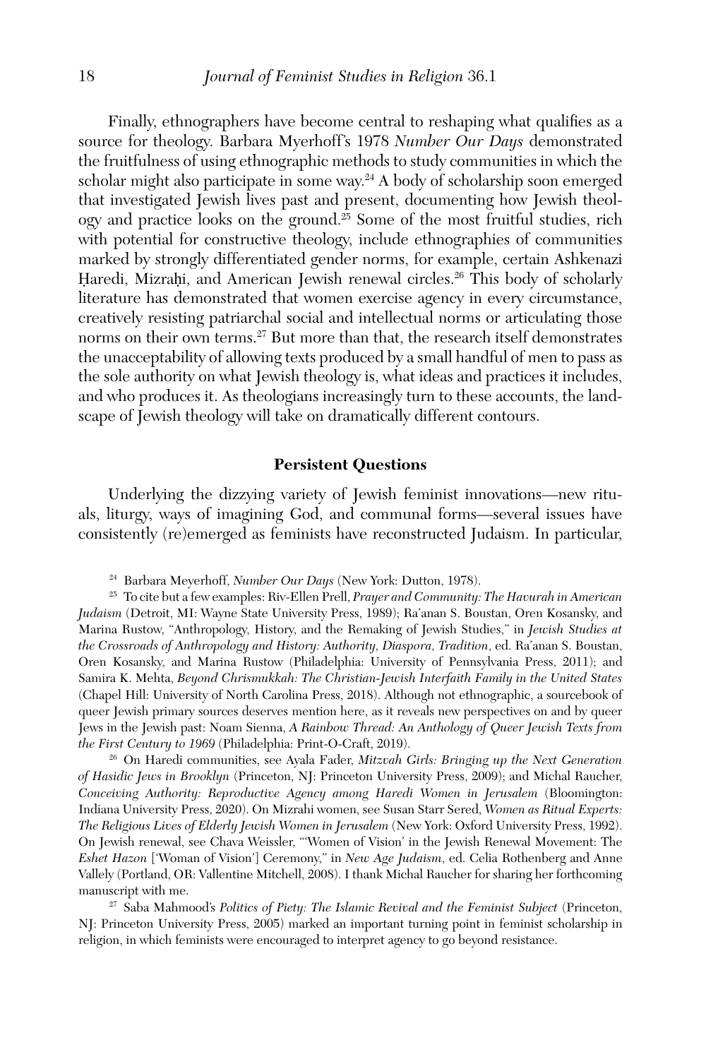Finally, ethnographers have become central to reshaping what qualifies as a source for theology. Barbara Myerhoff's 1978 *Number Our Days* demonstrated the fruitfulness of using ethnographic methods to study communities in which the scholar might also participate in some way.[24] A body of scholarship soon emerged that investigated Jewish lives past and present, documenting how Jewish theology and practice looks on the ground.[25] Some of the most fruitful studies, rich with potential for constructive theology, include ethnographies of communities marked by strongly differentiated gender norms, for example, certain Ashkenazi Ḥaredi, Mizraḥi, and American Jewish renewal circles.[26] This body of scholarly literature has demonstrated that women exercise agency in every circumstance, creatively resisting patriarchal social and intellectual norms or articulating those norms on their own terms.[27] But more than that, the research itself demonstrates the unacceptability of allowing texts produced by a small handful of men to pass as the sole authority on what Jewish theology is, what ideas and practices it includes, and who produces it. As theologians increasingly turn to these accounts, the landscape of Jewish theology will take on dramatically different contours.

## Persistent Questions

Underlying the dizzying variety of Jewish feminist innovations—new rituals, liturgy, ways of imagining God, and communal forms—several issues have consistently (re)emerged as feminists have reconstructed Judaism. In particular,

[24] Barbara Meyerhoff, *Number Our Days* (New York: Dutton, 1978).

[25] To cite but a few examples: Riv-Ellen Prell, *Prayer and Community: The Havurah in American Judaism* (Detroit, MI: Wayne State University Press, 1989); Ra'anan S. Boustan, Oren Kosansky, and Marina Rustow, "Anthropology, History, and the Remaking of Jewish Studies," in *Jewish Studies at the Crossroads of Anthropology and History: Authority, Diaspora, Tradition*, ed. Ra'anan S. Boustan, Oren Kosansky, and Marina Rustow (Philadelphia: University of Pennsylvania Press, 2011); and Samira K. Mehta, *Beyond Chrismukkah: The Christian-Jewish Interfaith Family in the United States* (Chapel Hill: University of North Carolina Press, 2018). Although not ethnographic, a sourcebook of queer Jewish primary sources deserves mention here, as it reveals new perspectives on and by queer Jews in the Jewish past: Noam Sienna, *A Rainbow Thread: An Anthology of Queer Jewish Texts from the First Century to 1969* (Philadelphia: Print-O-Craft, 2019).

[26] On Haredi communities, see Ayala Fader, *Mitzvah Girls: Bringing up the Next Generation of Hasidic Jews in Brooklyn* (Princeton, NJ: Princeton University Press, 2009); and Michal Raucher, *Conceiving Authority: Reproductive Agency among Haredi Women in Jerusalem* (Bloomington: Indiana University Press, 2020). On Mizrahi women, see Susan Starr Sered, *Women as Ritual Experts: The Religious Lives of Elderly Jewish Women in Jerusalem* (New York: Oxford University Press, 1992). On Jewish renewal, see Chava Weissler, "'Women of Vision' in the Jewish Renewal Movement: The *Eshet Hazon* ['Woman of Vision'] Ceremony," in *New Age Judaism*, ed. Celia Rothenberg and Anne Vallely (Portland, OR: Vallentine Mitchell, 2008). I thank Michal Raucher for sharing her forthcoming manuscript with me.

[27] Saba Mahmood's *Politics of Piety: The Islamic Revival and the Feminist Subject* (Princeton, NJ: Princeton University Press, 2005) marked an important turning point in feminist scholarship in religion, in which feminists were encouraged to interpret agency to go beyond resistance.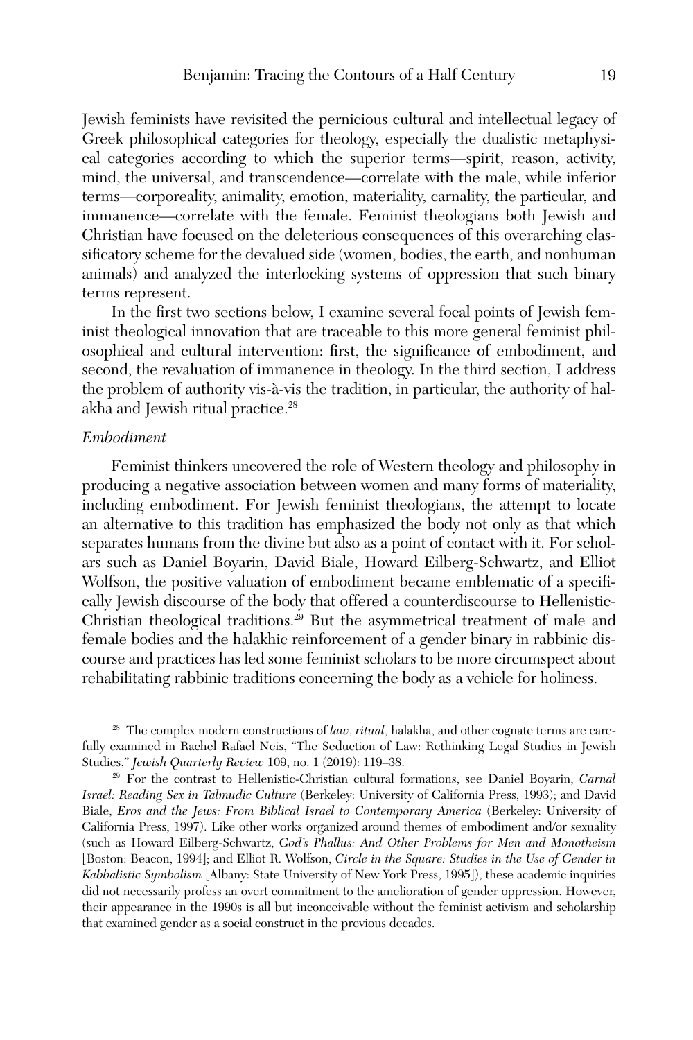Jewish feminists have revisited the pernicious cultural and intellectual legacy of Greek philosophical categories for theology, especially the dualistic metaphysical categories according to which the superior terms—spirit, reason, activity, mind, the universal, and transcendence—correlate with the male, while inferior terms—corporeality, animality, emotion, materiality, carnality, the particular, and immanence—correlate with the female. Feminist theologians both Jewish and Christian have focused on the deleterious consequences of this overarching classificatory scheme for the devalued side (women, bodies, the earth, and nonhuman animals) and analyzed the interlocking systems of oppression that such binary terms represent.

In the first two sections below, I examine several focal points of Jewish feminist theological innovation that are traceable to this more general feminist philosophical and cultural intervention: first, the significance of embodiment, and second, the revaluation of immanence in theology. In the third section, I address the problem of authority vis-à-vis the tradition, in particular, the authority of halakha and Jewish ritual practice.[28]

*Embodiment*

Feminist thinkers uncovered the role of Western theology and philosophy in producing a negative association between women and many forms of materiality, including embodiment. For Jewish feminist theologians, the attempt to locate an alternative to this tradition has emphasized the body not only as that which separates humans from the divine but also as a point of contact with it. For scholars such as Daniel Boyarin, David Biale, Howard Eilberg-Schwartz, and Elliot Wolfson, the positive valuation of embodiment became emblematic of a specifically Jewish discourse of the body that offered a counterdiscourse to Hellenistic-Christian theological traditions.[29] But the asymmetrical treatment of male and female bodies and the halakhic reinforcement of a gender binary in rabbinic discourse and practices has led some feminist scholars to be more circumspect about rehabilitating rabbinic traditions concerning the body as a vehicle for holiness.

[28] The complex modern constructions of *law*, *ritual*, halakha, and other cognate terms are carefully examined in Rachel Rafael Neis, "The Seduction of Law: Rethinking Legal Studies in Jewish Studies," *Jewish Quarterly Review* 109, no. 1 (2019): 119–38.

[29] For the contrast to Hellenistic-Christian cultural formations, see Daniel Boyarin, *Carnal Israel: Reading Sex in Talmudic Culture* (Berkeley: University of California Press, 1993); and David Biale, *Eros and the Jews: From Biblical Israel to Contemporary America* (Berkeley: University of California Press, 1997). Like other works organized around themes of embodiment and/or sexuality (such as Howard Eilberg-Schwartz, *God's Phallus: And Other Problems for Men and Monotheism* [Boston: Beacon, 1994]; and Elliot R. Wolfson, *Circle in the Square: Studies in the Use of Gender in Kabbalistic Symbolism* [Albany: State University of New York Press, 1995]), these academic inquiries did not necessarily profess an overt commitment to the amelioration of gender oppression. However, their appearance in the 1990s is all but inconceivable without the feminist activism and scholarship that examined gender as a social construct in the previous decades.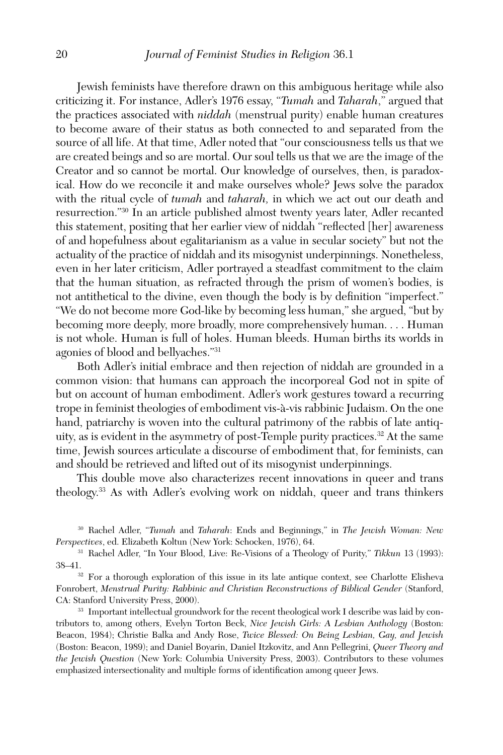Jewish feminists have therefore drawn on this ambiguous heritage while also criticizing it. For instance, Adler's 1976 essay, "*Tumah* and *Taharah*," argued that the practices associated with *niddah* (menstrual purity) enable human creatures to become aware of their status as both connected to and separated from the source of all life. At that time, Adler noted that "our consciousness tells us that we are created beings and so are mortal. Our soul tells us that we are the image of the Creator and so cannot be mortal. Our knowledge of ourselves, then, is paradoxical. How do we reconcile it and make ourselves whole? Jews solve the paradox with the ritual cycle of *tumah* and *taharah,* in which we act out our death and resurrection."[30] In an article published almost twenty years later, Adler recanted this statement, positing that her earlier view of niddah "reflected [her] awareness of and hopefulness about egalitarianism as a value in secular society" but not the actuality of the practice of niddah and its misogynist underpinnings. Nonetheless, even in her later criticism, Adler portrayed a steadfast commitment to the claim that the human situation, as refracted through the prism of women's bodies, is not antithetical to the divine, even though the body is by definition "imperfect." "We do not become more God-like by becoming less human," she argued, "but by becoming more deeply, more broadly, more comprehensively human. . . . Human is not whole. Human is full of holes. Human bleeds. Human births its worlds in agonies of blood and bellyaches."[31]

Both Adler's initial embrace and then rejection of niddah are grounded in a common vision: that humans can approach the incorporeal God not in spite of but on account of human embodiment. Adler's work gestures toward a recurring trope in feminist theologies of embodiment vis-à-vis rabbinic Judaism. On the one hand, patriarchy is woven into the cultural patrimony of the rabbis of late antiquity, as is evident in the asymmetry of post-Temple purity practices.[32] At the same time, Jewish sources articulate a discourse of embodiment that, for feminists, can and should be retrieved and lifted out of its misogynist underpinnings.

This double move also characterizes recent innovations in queer and trans theology.[33] As with Adler's evolving work on niddah, queer and trans thinkers

[30] Rachel Adler, "*Tumah* and *Taharah*: Ends and Beginnings," in *The Jewish Woman: New Perspectives*, ed. Elizabeth Koltun (New York: Schocken, 1976), 64.

[31] Rachel Adler, "In Your Blood, Live: Re-Visions of a Theology of Purity," *Tikkun* 13 (1993): 38–41.

[32] For a thorough exploration of this issue in its late antique context, see Charlotte Elisheva Fonrobert, *Menstrual Purity: Rabbinic and Christian Reconstructions of Biblical Gender* (Stanford, CA: Stanford University Press, 2000).

[33] Important intellectual groundwork for the recent theological work I describe was laid by contributors to, among others, Evelyn Torton Beck, *Nice Jewish Girls: A Lesbian Anthology* (Boston: Beacon, 1984); Christie Balka and Andy Rose, *Twice Blessed: On Being Lesbian, Gay, and Jewish* (Boston: Beacon, 1989); and Daniel Boyarin, Daniel Itzkovitz, and Ann Pellegrini, *Queer Theory and the Jewish Question* (New York: Columbia University Press, 2003). Contributors to these volumes emphasized intersectionality and multiple forms of identification among queer Jews.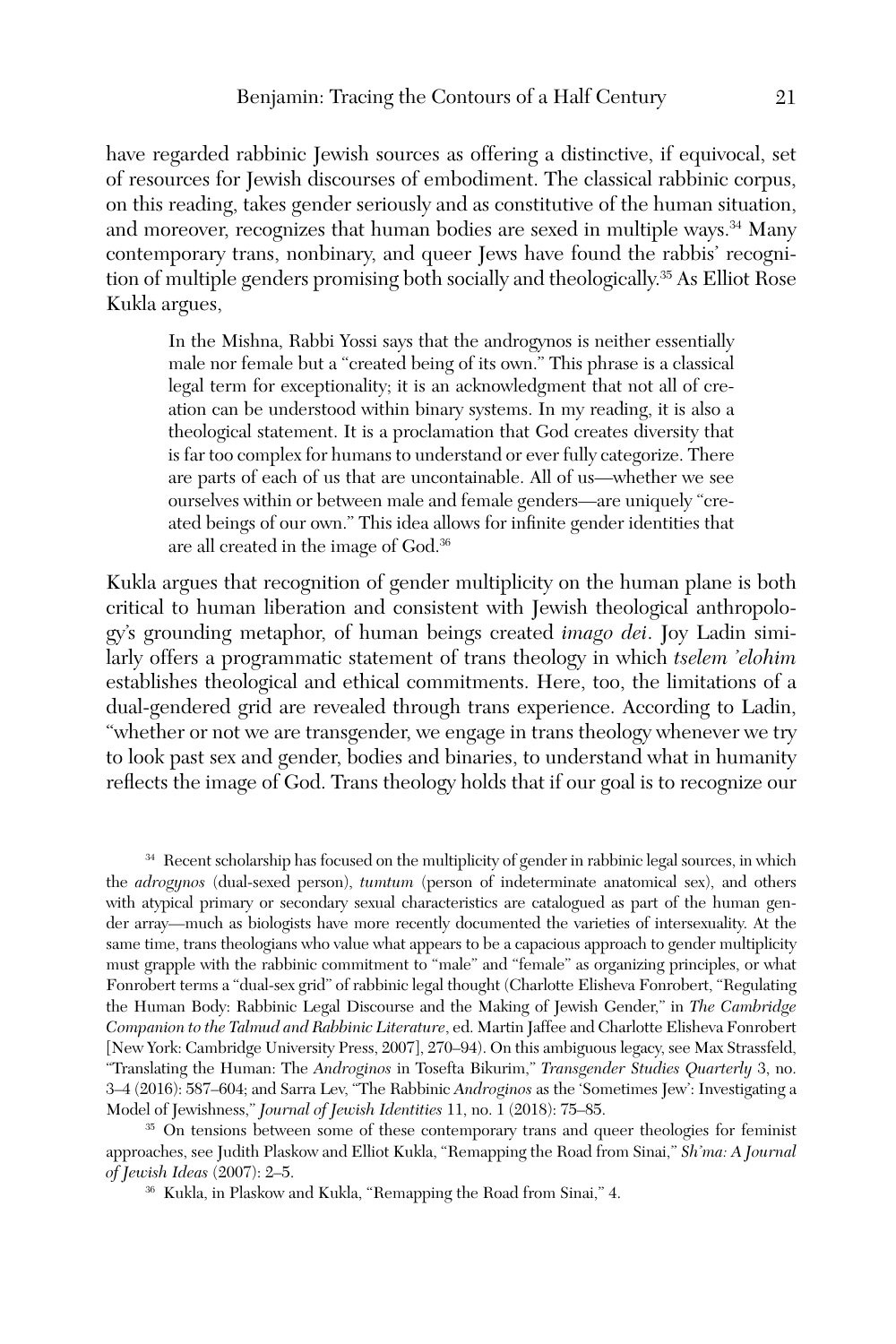have regarded rabbinic Jewish sources as offering a distinctive, if equivocal, set of resources for Jewish discourses of embodiment. The classical rabbinic corpus, on this reading, takes gender seriously and as constitutive of the human situation, and moreover, recognizes that human bodies are sexed in multiple ways.[34] Many contemporary trans, nonbinary, and queer Jews have found the rabbis' recognition of multiple genders promising both socially and theologically.[35] As Elliot Rose Kukla argues,

> In the Mishna, Rabbi Yossi says that the androgynos is neither essentially male nor female but a "created being of its own." This phrase is a classical legal term for exceptionality; it is an acknowledgment that not all of creation can be understood within binary systems. In my reading, it is also a theological statement. It is a proclamation that God creates diversity that is far too complex for humans to understand or ever fully categorize. There are parts of each of us that are uncontainable. All of us—whether we see ourselves within or between male and female genders—are uniquely "created beings of our own." This idea allows for infinite gender identities that are all created in the image of God.[36]

Kukla argues that recognition of gender multiplicity on the human plane is both critical to human liberation and consistent with Jewish theological anthropology's grounding metaphor, of human beings created *imago dei*. Joy Ladin similarly offers a programmatic statement of trans theology in which *tselem 'elohim* establishes theological and ethical commitments. Here, too, the limitations of a dual-gendered grid are revealed through trans experience. According to Ladin, "whether or not we are transgender, we engage in trans theology whenever we try to look past sex and gender, bodies and binaries, to understand what in humanity reflects the image of God. Trans theology holds that if our goal is to recognize our

---

[34] Recent scholarship has focused on the multiplicity of gender in rabbinic legal sources, in which the *adrogynos* (dual-sexed person), *tumtum* (person of indeterminate anatomical sex), and others with atypical primary or secondary sexual characteristics are catalogued as part of the human gender array—much as biologists have more recently documented the varieties of intersexuality. At the same time, trans theologians who value what appears to be a capacious approach to gender multiplicity must grapple with the rabbinic commitment to "male" and "female" as organizing principles, or what Fonrobert terms a "dual-sex grid" of rabbinic legal thought (Charlotte Elisheva Fonrobert, "Regulating the Human Body: Rabbinic Legal Discourse and the Making of Jewish Gender," in *The Cambridge Companion to the Talmud and Rabbinic Literature*, ed. Martin Jaffee and Charlotte Elisheva Fonrobert [New York: Cambridge University Press, 2007], 270–94). On this ambiguous legacy, see Max Strassfeld, "Translating the Human: The *Androginos* in Tosefta Bikurim," *Transgender Studies Quarterly* 3, no. 3–4 (2016): 587–604; and Sarra Lev, "The Rabbinic *Androginos* as the 'Sometimes Jew': Investigating a Model of Jewishness," *Journal of Jewish Identities* 11, no. 1 (2018): 75–85.

[35] On tensions between some of these contemporary trans and queer theologies for feminist approaches, see Judith Plaskow and Elliot Kukla, "Remapping the Road from Sinai," *Sh'ma: A Journal of Jewish Ideas* (2007): 2–5.

[36] Kukla, in Plaskow and Kukla, "Remapping the Road from Sinai," 4.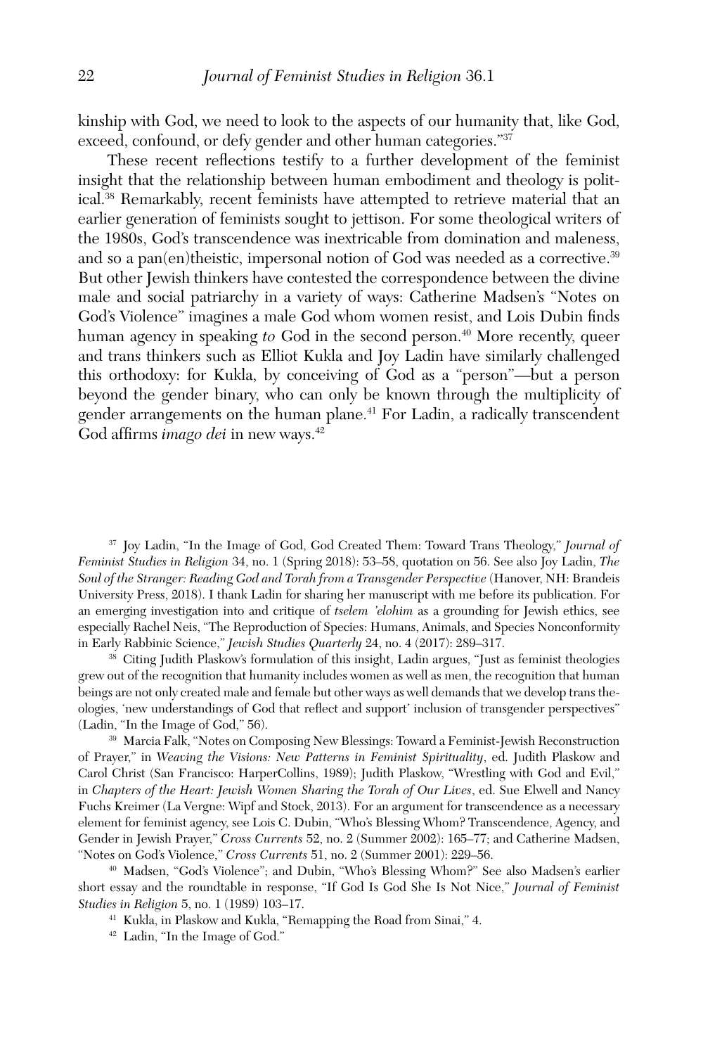kinship with God, we need to look to the aspects of our humanity that, like God, exceed, confound, or defy gender and other human categories."[37]

These recent reflections testify to a further development of the feminist insight that the relationship between human embodiment and theology is political.[38] Remarkably, recent feminists have attempted to retrieve material that an earlier generation of feminists sought to jettison. For some theological writers of the 1980s, God's transcendence was inextricable from domination and maleness, and so a pan(en)theistic, impersonal notion of God was needed as a corrective.[39] But other Jewish thinkers have contested the correspondence between the divine male and social patriarchy in a variety of ways: Catherine Madsen's "Notes on God's Violence" imagines a male God whom women resist, and Lois Dubin finds human agency in speaking *to* God in the second person.[40] More recently, queer and trans thinkers such as Elliot Kukla and Joy Ladin have similarly challenged this orthodoxy: for Kukla, by conceiving of God as a "person"—but a person beyond the gender binary, who can only be known through the multiplicity of gender arrangements on the human plane.[41] For Ladin, a radically transcendent God affirms *imago dei* in new ways.[42]

---

[37] Joy Ladin, "In the Image of God, God Created Them: Toward Trans Theology," *Journal of Feminist Studies in Religion* 34, no. 1 (Spring 2018): 53–58, quotation on 56. See also Joy Ladin, *The Soul of the Stranger: Reading God and Torah from a Transgender Perspective* (Hanover, NH: Brandeis University Press, 2018). I thank Ladin for sharing her manuscript with me before its publication. For an emerging investigation into and critique of *tselem 'elohim* as a grounding for Jewish ethics, see especially Rachel Neis, "The Reproduction of Species: Humans, Animals, and Species Nonconformity in Early Rabbinic Science," *Jewish Studies Quarterly* 24, no. 4 (2017): 289–317.

[38] Citing Judith Plaskow's formulation of this insight, Ladin argues, "Just as feminist theologies grew out of the recognition that humanity includes women as well as men, the recognition that human beings are not only created male and female but other ways as well demands that we develop trans theologies, 'new understandings of God that reflect and support' inclusion of transgender perspectives" (Ladin, "In the Image of God," 56).

[39] Marcia Falk, "Notes on Composing New Blessings: Toward a Feminist-Jewish Reconstruction of Prayer," in *Weaving the Visions: New Patterns in Feminist Spirituality*, ed. Judith Plaskow and Carol Christ (San Francisco: HarperCollins, 1989); Judith Plaskow, "Wrestling with God and Evil," in *Chapters of the Heart: Jewish Women Sharing the Torah of Our Lives*, ed. Sue Elwell and Nancy Fuchs Kreimer (La Vergne: Wipf and Stock, 2013). For an argument for transcendence as a necessary element for feminist agency, see Lois C. Dubin, "Who's Blessing Whom? Transcendence, Agency, and Gender in Jewish Prayer," *Cross Currents* 52, no. 2 (Summer 2002): 165–77; and Catherine Madsen, "Notes on God's Violence," *Cross Currents* 51, no. 2 (Summer 2001): 229–56.

[40] Madsen, "God's Violence"; and Dubin, "Who's Blessing Whom?" See also Madsen's earlier short essay and the roundtable in response, "If God Is God She Is Not Nice," *Journal of Feminist Studies in Religion* 5, no. 1 (1989) 103–17.

[41] Kukla, in Plaskow and Kukla, "Remapping the Road from Sinai," 4.

[42] Ladin, "In the Image of God."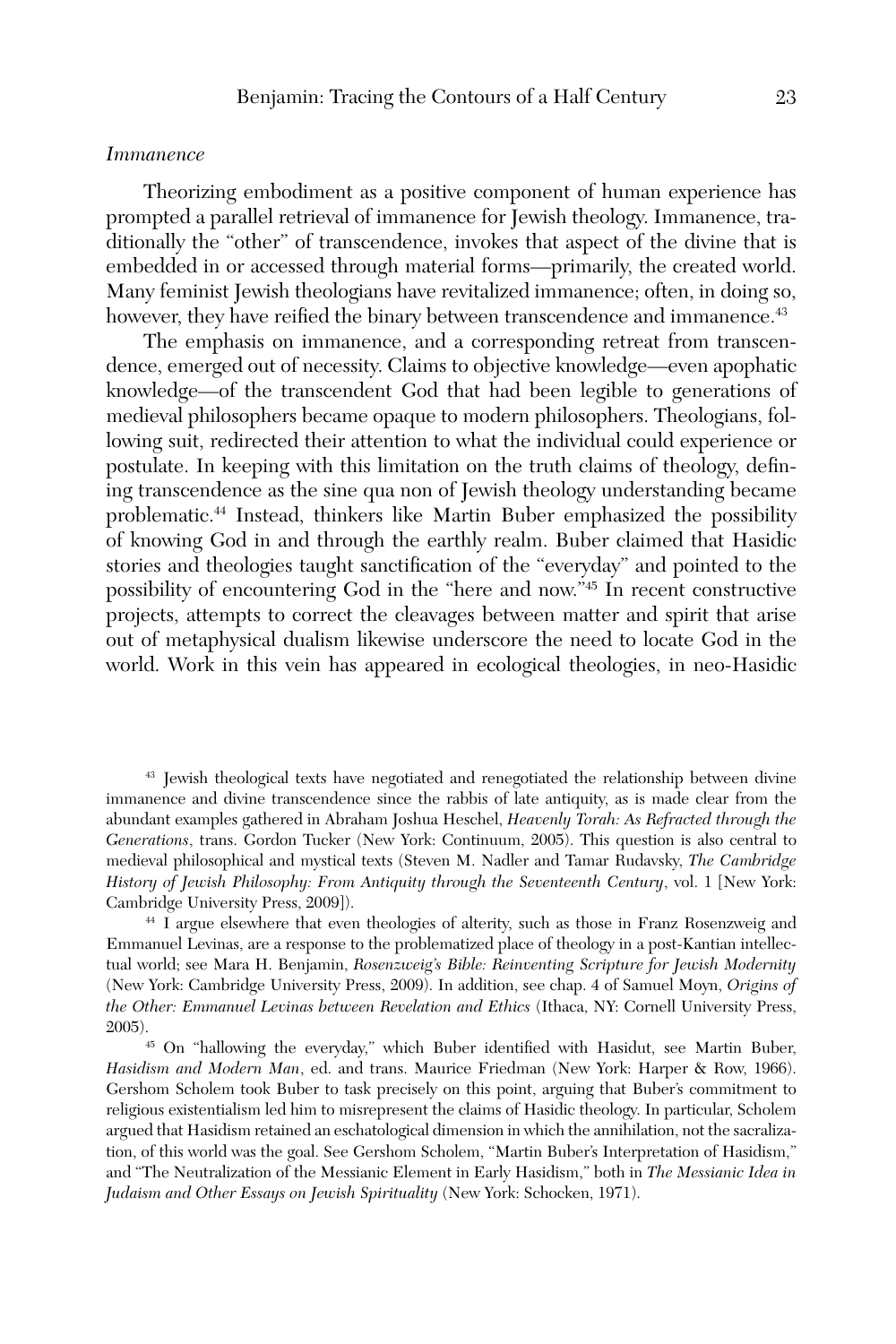*Immanence*

Theorizing embodiment as a positive component of human experience has prompted a parallel retrieval of immanence for Jewish theology. Immanence, traditionally the "other" of transcendence, invokes that aspect of the divine that is embedded in or accessed through material forms—primarily, the created world. Many feminist Jewish theologians have revitalized immanence; often, in doing so, however, they have reified the binary between transcendence and immanence.[43]

The emphasis on immanence, and a corresponding retreat from transcendence, emerged out of necessity. Claims to objective knowledge—even apophatic knowledge—of the transcendent God that had been legible to generations of medieval philosophers became opaque to modern philosophers. Theologians, following suit, redirected their attention to what the individual could experience or postulate. In keeping with this limitation on the truth claims of theology, defining transcendence as the sine qua non of Jewish theology understanding became problematic.[44] Instead, thinkers like Martin Buber emphasized the possibility of knowing God in and through the earthly realm. Buber claimed that Hasidic stories and theologies taught sanctification of the "everyday" and pointed to the possibility of encountering God in the "here and now."[45] In recent constructive projects, attempts to correct the cleavages between matter and spirit that arise out of metaphysical dualism likewise underscore the need to locate God in the world. Work in this vein has appeared in ecological theologies, in neo-Hasidic

---

[43] Jewish theological texts have negotiated and renegotiated the relationship between divine immanence and divine transcendence since the rabbis of late antiquity, as is made clear from the abundant examples gathered in Abraham Joshua Heschel, *Heavenly Torah: As Refracted through the Generations*, trans. Gordon Tucker (New York: Continuum, 2005). This question is also central to medieval philosophical and mystical texts (Steven M. Nadler and Tamar Rudavsky, *The Cambridge History of Jewish Philosophy: From Antiquity through the Seventeenth Century*, vol. 1 [New York: Cambridge University Press, 2009]).

[44] I argue elsewhere that even theologies of alterity, such as those in Franz Rosenzweig and Emmanuel Levinas, are a response to the problematized place of theology in a post-Kantian intellectual world; see Mara H. Benjamin, *Rosenzweig's Bible: Reinventing Scripture for Jewish Modernity* (New York: Cambridge University Press, 2009). In addition, see chap. 4 of Samuel Moyn, *Origins of the Other: Emmanuel Levinas between Revelation and Ethics* (Ithaca, NY: Cornell University Press, 2005).

[45] On "hallowing the everyday," which Buber identified with Hasidut, see Martin Buber, *Hasidism and Modern Man*, ed. and trans. Maurice Friedman (New York: Harper & Row, 1966). Gershom Scholem took Buber to task precisely on this point, arguing that Buber's commitment to religious existentialism led him to misrepresent the claims of Hasidic theology. In particular, Scholem argued that Hasidism retained an eschatological dimension in which the annihilation, not the sacralization, of this world was the goal. See Gershom Scholem, "Martin Buber's Interpretation of Hasidism," and "The Neutralization of the Messianic Element in Early Hasidism," both in *The Messianic Idea in Judaism and Other Essays on Jewish Spirituality* (New York: Schocken, 1971).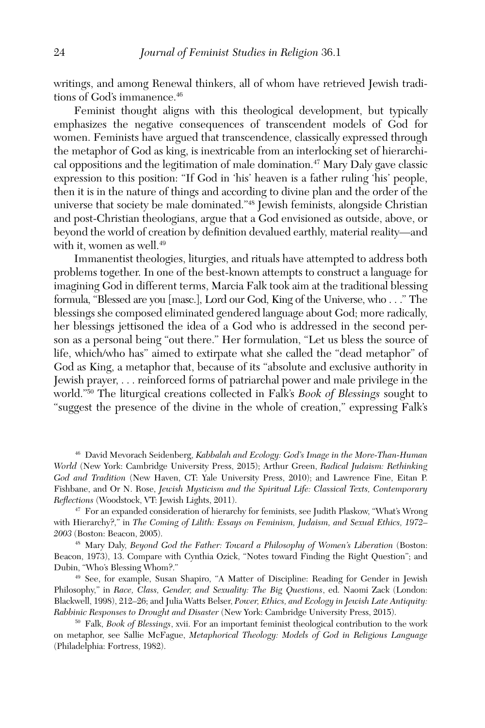writings, and among Renewal thinkers, all of whom have retrieved Jewish traditions of God's immanence.[46]

Feminist thought aligns with this theological development, but typically emphasizes the negative consequences of transcendent models of God for women. Feminists have argued that transcendence, classically expressed through the metaphor of God as king, is inextricable from an interlocking set of hierarchical oppositions and the legitimation of male domination.[47] Mary Daly gave classic expression to this position: "If God in 'his' heaven is a father ruling 'his' people, then it is in the nature of things and according to divine plan and the order of the universe that society be male dominated."[48] Jewish feminists, alongside Christian and post-Christian theologians, argue that a God envisioned as outside, above, or beyond the world of creation by definition devalued earthly, material reality—and with it, women as well.[49]

Immanentist theologies, liturgies, and rituals have attempted to address both problems together. In one of the best-known attempts to construct a language for imagining God in different terms, Marcia Falk took aim at the traditional blessing formula, "Blessed are you [masc.], Lord our God, King of the Universe, who . . ." The blessings she composed eliminated gendered language about God; more radically, her blessings jettisoned the idea of a God who is addressed in the second person as a personal being "out there." Her formulation, "Let us bless the source of life, which/who has" aimed to extirpate what she called the "dead metaphor" of God as King, a metaphor that, because of its "absolute and exclusive authority in Jewish prayer, . . . reinforced forms of patriarchal power and male privilege in the world."[50] The liturgical creations collected in Falk's *Book of Blessings* sought to "suggest the presence of the divine in the whole of creation," expressing Falk's

---

[46] David Mevorach Seidenberg, *Kabbalah and Ecology: God's Image in the More-Than-Human World* (New York: Cambridge University Press, 2015); Arthur Green, *Radical Judaism: Rethinking God and Tradition* (New Haven, CT: Yale University Press, 2010); and Lawrence Fine, Eitan P. Fishbane, and Or N. Rose, *Jewish Mysticism and the Spiritual Life: Classical Texts, Contemporary Reflections* (Woodstock, VT: Jewish Lights, 2011).

[47] For an expanded consideration of hierarchy for feminists, see Judith Plaskow, "What's Wrong with Hierarchy?," in *The Coming of Lilith: Essays on Feminism, Judaism, and Sexual Ethics, 1972–2003* (Boston: Beacon, 2005).

[48] Mary Daly, *Beyond God the Father: Toward a Philosophy of Women's Liberation* (Boston: Beacon, 1973), 13. Compare with Cynthia Ozick, "Notes toward Finding the Right Question"; and Dubin, "Who's Blessing Whom?."

[49] See, for example, Susan Shapiro, "A Matter of Discipline: Reading for Gender in Jewish Philosophy," in *Race, Class, Gender, and Sexuality: The Big Questions*, ed. Naomi Zack (London: Blackwell, 1998), 212–26; and Julia Watts Belser, *Power, Ethics, and Ecology in Jewish Late Antiquity: Rabbinic Responses to Drought and Disaster* (New York: Cambridge University Press, 2015).

[50] Falk, *Book of Blessings*, xvii. For an important feminist theological contribution to the work on metaphor, see Sallie McFague, *Metaphorical Theology: Models of God in Religious Language* (Philadelphia: Fortress, 1982).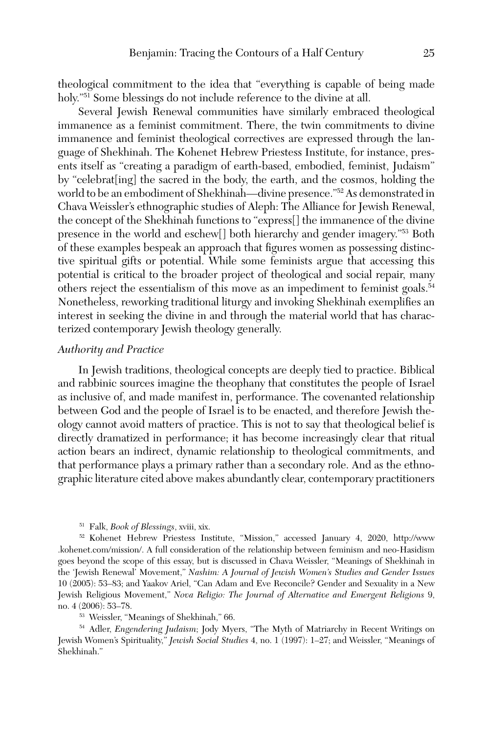theological commitment to the idea that "everything is capable of being made holy."[51] Some blessings do not include reference to the divine at all.

Several Jewish Renewal communities have similarly embraced theological immanence as a feminist commitment. There, the twin commitments to divine immanence and feminist theological correctives are expressed through the language of Shekhinah. The Kohenet Hebrew Priestess Institute, for instance, presents itself as "creating a paradigm of earth-based, embodied, feminist, Judaism" by "celebrat[ing] the sacred in the body, the earth, and the cosmos, holding the world to be an embodiment of Shekhinah—divine presence."[52] As demonstrated in Chava Weissler's ethnographic studies of Aleph: The Alliance for Jewish Renewal, the concept of the Shekhinah functions to "express[] the immanence of the divine presence in the world and eschew[] both hierarchy and gender imagery."[53] Both of these examples bespeak an approach that figures women as possessing distinctive spiritual gifts or potential. While some feminists argue that accessing this potential is critical to the broader project of theological and social repair, many others reject the essentialism of this move as an impediment to feminist goals.[54] Nonetheless, reworking traditional liturgy and invoking Shekhinah exemplifies an interest in seeking the divine in and through the material world that has characterized contemporary Jewish theology generally.

*Authority and Practice*

In Jewish traditions, theological concepts are deeply tied to practice. Biblical and rabbinic sources imagine the theophany that constitutes the people of Israel as inclusive of, and made manifest in, performance. The covenanted relationship between God and the people of Israel is to be enacted, and therefore Jewish theology cannot avoid matters of practice. This is not to say that theological belief is directly dramatized in performance; it has become increasingly clear that ritual action bears an indirect, dynamic relationship to theological commitments, and that performance plays a primary rather than a secondary role. And as the ethnographic literature cited above makes abundantly clear, contemporary practitioners

---

[51] Falk, *Book of Blessings*, xviii, xix.

[52] Kohenet Hebrew Priestess Institute, "Mission," accessed January 4, 2020, http://www.kohenet.com/mission/. A full consideration of the relationship between feminism and neo-Hasidism goes beyond the scope of this essay, but is discussed in Chava Weissler, "Meanings of Shekhinah in the 'Jewish Renewal' Movement," *Nashim: A Journal of Jewish Women's Studies and Gender Issues* 10 (2005): 53–83; and Yaakov Ariel, "Can Adam and Eve Reconcile? Gender and Sexuality in a New Jewish Religious Movement," *Nova Religio: The Journal of Alternative and Emergent Religions* 9, no. 4 (2006): 53–78.

[53] Weissler, "Meanings of Shekhinah," 66.

[54] Adler, *Engendering Judaism*; Jody Myers, "The Myth of Matriarchy in Recent Writings on Jewish Women's Spirituality," *Jewish Social Studies* 4, no. 1 (1997): 1–27; and Weissler, "Meanings of Shekhinah."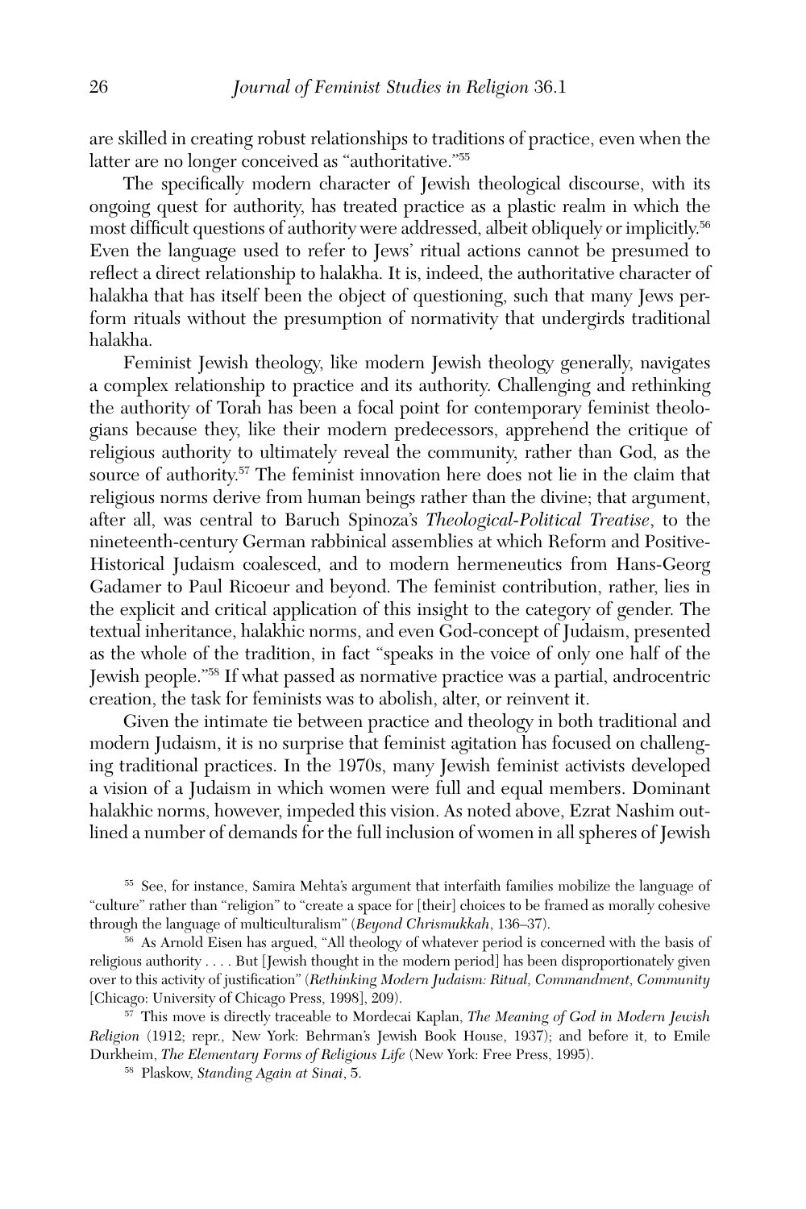are skilled in creating robust relationships to traditions of practice, even when the latter are no longer conceived as "authoritative."[55]

The specifically modern character of Jewish theological discourse, with its ongoing quest for authority, has treated practice as a plastic realm in which the most difficult questions of authority were addressed, albeit obliquely or implicitly.[56] Even the language used to refer to Jews' ritual actions cannot be presumed to reflect a direct relationship to halakha. It is, indeed, the authoritative character of halakha that has itself been the object of questioning, such that many Jews perform rituals without the presumption of normativity that undergirds traditional halakha.

Feminist Jewish theology, like modern Jewish theology generally, navigates a complex relationship to practice and its authority. Challenging and rethinking the authority of Torah has been a focal point for contemporary feminist theologians because they, like their modern predecessors, apprehend the critique of religious authority to ultimately reveal the community, rather than God, as the source of authority.[57] The feminist innovation here does not lie in the claim that religious norms derive from human beings rather than the divine; that argument, after all, was central to Baruch Spinoza's *Theological-Political Treatise*, to the nineteenth-century German rabbinical assemblies at which Reform and Positive-Historical Judaism coalesced, and to modern hermeneutics from Hans-Georg Gadamer to Paul Ricoeur and beyond. The feminist contribution, rather, lies in the explicit and critical application of this insight to the category of gender. The textual inheritance, halakhic norms, and even God-concept of Judaism, presented as the whole of the tradition, in fact "speaks in the voice of only one half of the Jewish people."[58] If what passed as normative practice was a partial, androcentric creation, the task for feminists was to abolish, alter, or reinvent it.

Given the intimate tie between practice and theology in both traditional and modern Judaism, it is no surprise that feminist agitation has focused on challenging traditional practices. In the 1970s, many Jewish feminist activists developed a vision of a Judaism in which women were full and equal members. Dominant halakhic norms, however, impeded this vision. As noted above, Ezrat Nashim outlined a number of demands for the full inclusion of women in all spheres of Jewish

[55] See, for instance, Samira Mehta's argument that interfaith families mobilize the language of "culture" rather than "religion" to "create a space for [their] choices to be framed as morally cohesive through the language of multiculturalism" (*Beyond Chrismukkah*, 136–37).

[56] As Arnold Eisen has argued, "All theology of whatever period is concerned with the basis of religious authority . . . . But [Jewish thought in the modern period] has been disproportionately given over to this activity of justification" (*Rethinking Modern Judaism: Ritual, Commandment, Community* [Chicago: University of Chicago Press, 1998], 209).

[57] This move is directly traceable to Mordecai Kaplan, *The Meaning of God in Modern Jewish Religion* (1912; repr., New York: Behrman's Jewish Book House, 1937); and before it, to Emile Durkheim, *The Elementary Forms of Religious Life* (New York: Free Press, 1995).

[58] Plaskow, *Standing Again at Sinai*, 5.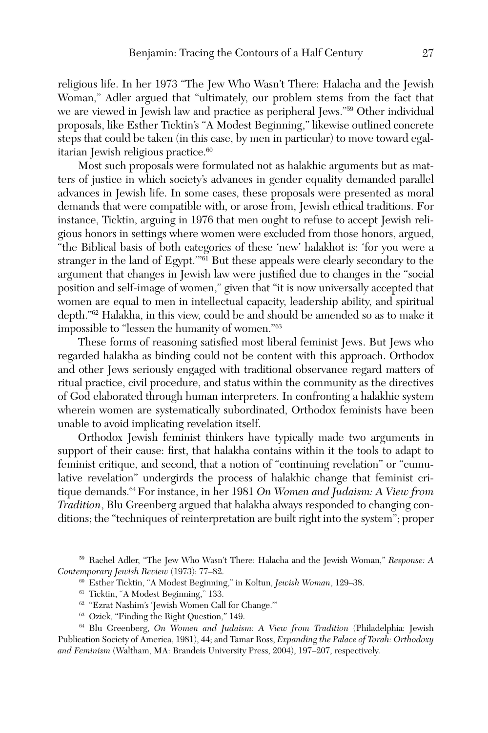religious life. In her 1973 "The Jew Who Wasn't There: Halacha and the Jewish Woman," Adler argued that "ultimately, our problem stems from the fact that we are viewed in Jewish law and practice as peripheral Jews."[59] Other individual proposals, like Esther Ticktin's "A Modest Beginning," likewise outlined concrete steps that could be taken (in this case, by men in particular) to move toward egalitarian Jewish religious practice.[60]

Most such proposals were formulated not as halakhic arguments but as matters of justice in which society's advances in gender equality demanded parallel advances in Jewish life. In some cases, these proposals were presented as moral demands that were compatible with, or arose from, Jewish ethical traditions. For instance, Ticktin, arguing in 1976 that men ought to refuse to accept Jewish religious honors in settings where women were excluded from those honors, argued, "the Biblical basis of both categories of these 'new' halakhot is: 'for you were a stranger in the land of Egypt.'"[61] But these appeals were clearly secondary to the argument that changes in Jewish law were justified due to changes in the "social position and self-image of women," given that "it is now universally accepted that women are equal to men in intellectual capacity, leadership ability, and spiritual depth."[62] Halakha, in this view, could be and should be amended so as to make it impossible to "lessen the humanity of women."[63]

These forms of reasoning satisfied most liberal feminist Jews. But Jews who regarded halakha as binding could not be content with this approach. Orthodox and other Jews seriously engaged with traditional observance regard matters of ritual practice, civil procedure, and status within the community as the directives of God elaborated through human interpreters. In confronting a halakhic system wherein women are systematically subordinated, Orthodox feminists have been unable to avoid implicating revelation itself.

Orthodox Jewish feminist thinkers have typically made two arguments in support of their cause: first, that halakha contains within it the tools to adapt to feminist critique, and second, that a notion of "continuing revelation" or "cumulative revelation" undergirds the process of halakhic change that feminist critique demands.[64] For instance, in her 1981 *On Women and Judaism: A View from Tradition*, Blu Greenberg argued that halakha always responded to changing conditions; the "techniques of reinterpretation are built right into the system"; proper

---

[59] Rachel Adler, "The Jew Who Wasn't There: Halacha and the Jewish Woman," *Response: A Contemporary Jewish Review* (1973): 77–82.

[60] Esther Ticktin, "A Modest Beginning," in Koltun, *Jewish Woman*, 129–38.

[61] Ticktin, "A Modest Beginning," 133.

[62] "Ezrat Nashim's 'Jewish Women Call for Change.'"

[63] Ozick, "Finding the Right Question," 149.

[64] Blu Greenberg, *On Women and Judaism: A View from Tradition* (Philadelphia: Jewish Publication Society of America, 1981), 44; and Tamar Ross, *Expanding the Palace of Torah: Orthodoxy and Feminism* (Waltham, MA: Brandeis University Press, 2004), 197–207, respectively.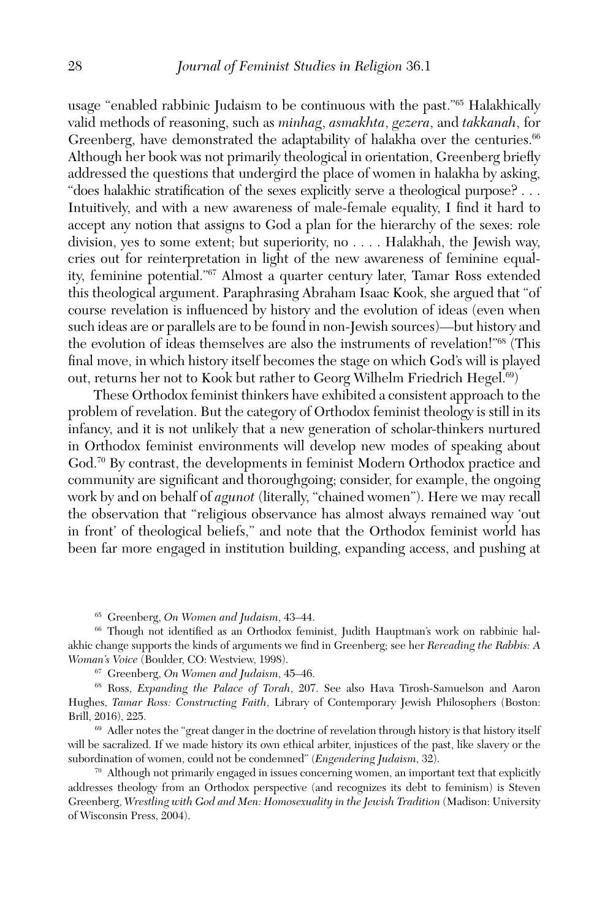usage "enabled rabbinic Judaism to be continuous with the past."[65] Halakhically valid methods of reasoning, such as *minhag*, *asmakhta*, *gezera*, and *takkanah*, for Greenberg, have demonstrated the adaptability of halakha over the centuries.[66] Although her book was not primarily theological in orientation, Greenberg briefly addressed the questions that undergird the place of women in halakha by asking, "does halakhic stratification of the sexes explicitly serve a theological purpose? . . . Intuitively, and with a new awareness of male-female equality, I find it hard to accept any notion that assigns to God a plan for the hierarchy of the sexes: role division, yes to some extent; but superiority, no . . . . Halakhah, the Jewish way, cries out for reinterpretation in light of the new awareness of feminine equality, feminine potential."[67] Almost a quarter century later, Tamar Ross extended this theological argument. Paraphrasing Abraham Isaac Kook, she argued that "of course revelation is influenced by history and the evolution of ideas (even when such ideas are or parallels are to be found in non-Jewish sources)—but history and the evolution of ideas themselves are also the instruments of revelation!"[68] (This final move, in which history itself becomes the stage on which God's will is played out, returns her not to Kook but rather to Georg Wilhelm Friedrich Hegel.[69])

These Orthodox feminist thinkers have exhibited a consistent approach to the problem of revelation. But the category of Orthodox feminist theology is still in its infancy, and it is not unlikely that a new generation of scholar-thinkers nurtured in Orthodox feminist environments will develop new modes of speaking about God.[70] By contrast, the developments in feminist Modern Orthodox practice and community are significant and thoroughgoing; consider, for example, the ongoing work by and on behalf of *agunot* (literally, "chained women"). Here we may recall the observation that "religious observance has almost always remained way 'out in front' of theological beliefs," and note that the Orthodox feminist world has been far more engaged in institution building, expanding access, and pushing at

[65] Greenberg, *On Women and Judaism*, 43–44.

[66] Though not identified as an Orthodox feminist, Judith Hauptman's work on rabbinic halakhic change supports the kinds of arguments we find in Greenberg; see her *Rereading the Rabbis: A Woman's Voice* (Boulder, CO: Westview, 1998).

[67] Greenberg, *On Women and Judaism*, 45–46.

[68] Ross, *Expanding the Palace of Torah*, 207. See also Hava Tirosh-Samuelson and Aaron Hughes, *Tamar Ross: Constructing Faith*, Library of Contemporary Jewish Philosophers (Boston: Brill, 2016), 225.

[69] Adler notes the "great danger in the doctrine of revelation through history is that history itself will be sacralized. If we made history its own ethical arbiter, injustices of the past, like slavery or the subordination of women, could not be condemned" (*Engendering Judaism*, 32).

[70] Although not primarily engaged in issues concerning women, an important text that explicitly addresses theology from an Orthodox perspective (and recognizes its debt to feminism) is Steven Greenberg, *Wrestling with God and Men: Homosexuality in the Jewish Tradition* (Madison: University of Wisconsin Press, 2004).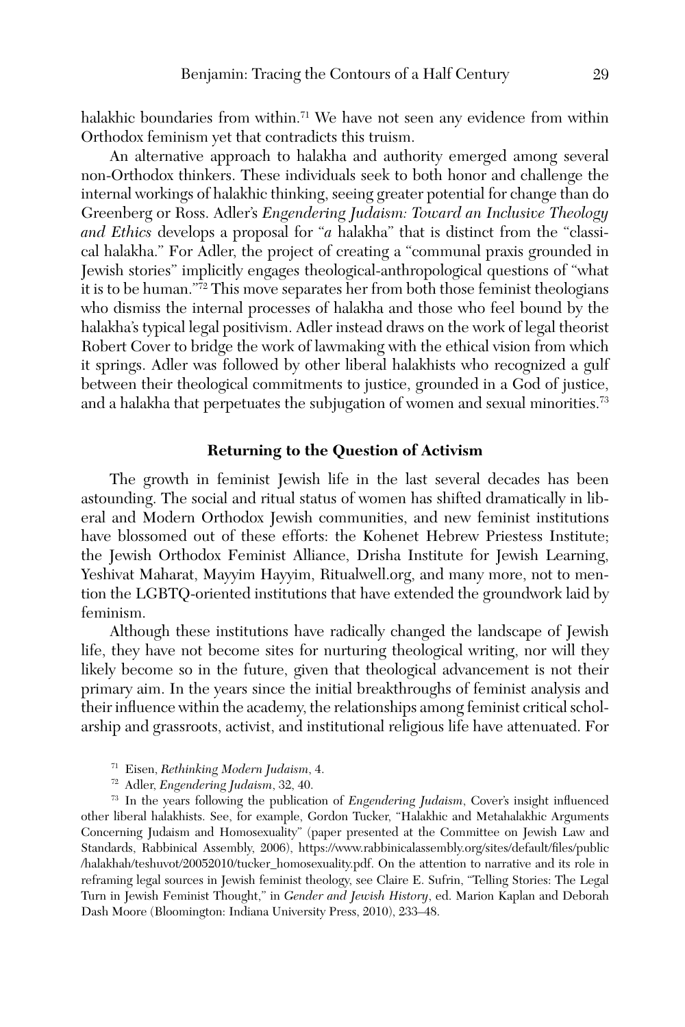halakhic boundaries from within.[71] We have not seen any evidence from within Orthodox feminism yet that contradicts this truism.

An alternative approach to halakha and authority emerged among several non-Orthodox thinkers. These individuals seek to both honor and challenge the internal workings of halakhic thinking, seeing greater potential for change than do Greenberg or Ross. Adler's *Engendering Judaism: Toward an Inclusive Theology and Ethics* develops a proposal for "*a* halakha" that is distinct from the "classical halakha." For Adler, the project of creating a "communal praxis grounded in Jewish stories" implicitly engages theological-anthropological questions of "what it is to be human."[72] This move separates her from both those feminist theologians who dismiss the internal processes of halakha and those who feel bound by the halakha's typical legal positivism. Adler instead draws on the work of legal theorist Robert Cover to bridge the work of lawmaking with the ethical vision from which it springs. Adler was followed by other liberal halakhists who recognized a gulf between their theological commitments to justice, grounded in a God of justice, and a halakha that perpetuates the subjugation of women and sexual minorities.[73]

**Returning to the Question of Activism**

The growth in feminist Jewish life in the last several decades has been astounding. The social and ritual status of women has shifted dramatically in liberal and Modern Orthodox Jewish communities, and new feminist institutions have blossomed out of these efforts: the Kohenet Hebrew Priestess Institute; the Jewish Orthodox Feminist Alliance, Drisha Institute for Jewish Learning, Yeshivat Maharat, Mayyim Hayyim, Ritualwell.org, and many more, not to mention the LGBTQ-oriented institutions that have extended the groundwork laid by feminism.

Although these institutions have radically changed the landscape of Jewish life, they have not become sites for nurturing theological writing, nor will they likely become so in the future, given that theological advancement is not their primary aim. In the years since the initial breakthroughs of feminist analysis and their influence within the academy, the relationships among feminist critical scholarship and grassroots, activist, and institutional religious life have attenuated. For

[71] Eisen, *Rethinking Modern Judaism*, 4.

[72] Adler, *Engendering Judaism*, 32, 40.

[73] In the years following the publication of *Engendering Judaism*, Cover's insight influenced other liberal halakhists. See, for example, Gordon Tucker, "Halakhic and Metahalakhic Arguments Concerning Judaism and Homosexuality" (paper presented at the Committee on Jewish Law and Standards, Rabbinical Assembly, 2006), https://www.rabbinicalassembly.org/sites/default/files/public/halakhah/teshuvot/20052010/tucker_homosexuality.pdf. On the attention to narrative and its role in reframing legal sources in Jewish feminist theology, see Claire E. Sufrin, "Telling Stories: The Legal Turn in Jewish Feminist Thought," in *Gender and Jewish History*, ed. Marion Kaplan and Deborah Dash Moore (Bloomington: Indiana University Press, 2010), 233–48.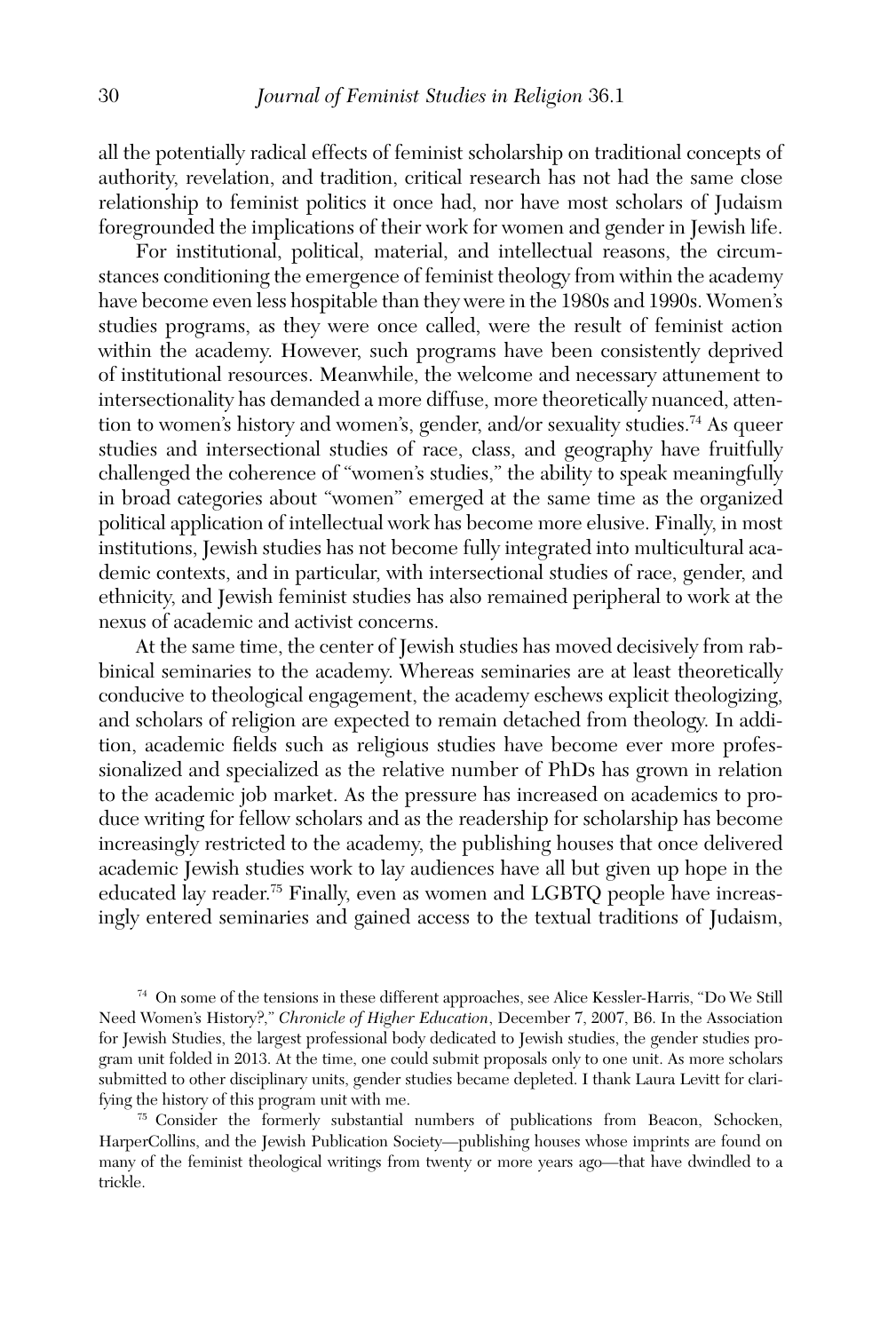all the potentially radical effects of feminist scholarship on traditional concepts of authority, revelation, and tradition, critical research has not had the same close relationship to feminist politics it once had, nor have most scholars of Judaism foregrounded the implications of their work for women and gender in Jewish life.

For institutional, political, material, and intellectual reasons, the circumstances conditioning the emergence of feminist theology from within the academy have become even less hospitable than they were in the 1980s and 1990s. Women's studies programs, as they were once called, were the result of feminist action within the academy. However, such programs have been consistently deprived of institutional resources. Meanwhile, the welcome and necessary attunement to intersectionality has demanded a more diffuse, more theoretically nuanced, attention to women's history and women's, gender, and/or sexuality studies.[74] As queer studies and intersectional studies of race, class, and geography have fruitfully challenged the coherence of "women's studies," the ability to speak meaningfully in broad categories about "women" emerged at the same time as the organized political application of intellectual work has become more elusive. Finally, in most institutions, Jewish studies has not become fully integrated into multicultural academic contexts, and in particular, with intersectional studies of race, gender, and ethnicity, and Jewish feminist studies has also remained peripheral to work at the nexus of academic and activist concerns.

At the same time, the center of Jewish studies has moved decisively from rabbinical seminaries to the academy. Whereas seminaries are at least theoretically conducive to theological engagement, the academy eschews explicit theologizing, and scholars of religion are expected to remain detached from theology. In addition, academic fields such as religious studies have become ever more professionalized and specialized as the relative number of PhDs has grown in relation to the academic job market. As the pressure has increased on academics to produce writing for fellow scholars and as the readership for scholarship has become increasingly restricted to the academy, the publishing houses that once delivered academic Jewish studies work to lay audiences have all but given up hope in the educated lay reader.[75] Finally, even as women and LGBTQ people have increasingly entered seminaries and gained access to the textual traditions of Judaism,

[74] On some of the tensions in these different approaches, see Alice Kessler-Harris, "Do We Still Need Women's History?," *Chronicle of Higher Education*, December 7, 2007, B6. In the Association for Jewish Studies, the largest professional body dedicated to Jewish studies, the gender studies program unit folded in 2013. At the time, one could submit proposals only to one unit. As more scholars submitted to other disciplinary units, gender studies became depleted. I thank Laura Levitt for clarifying the history of this program unit with me.

[75] Consider the formerly substantial numbers of publications from Beacon, Schocken, HarperCollins, and the Jewish Publication Society—publishing houses whose imprints are found on many of the feminist theological writings from twenty or more years ago—that have dwindled to a trickle.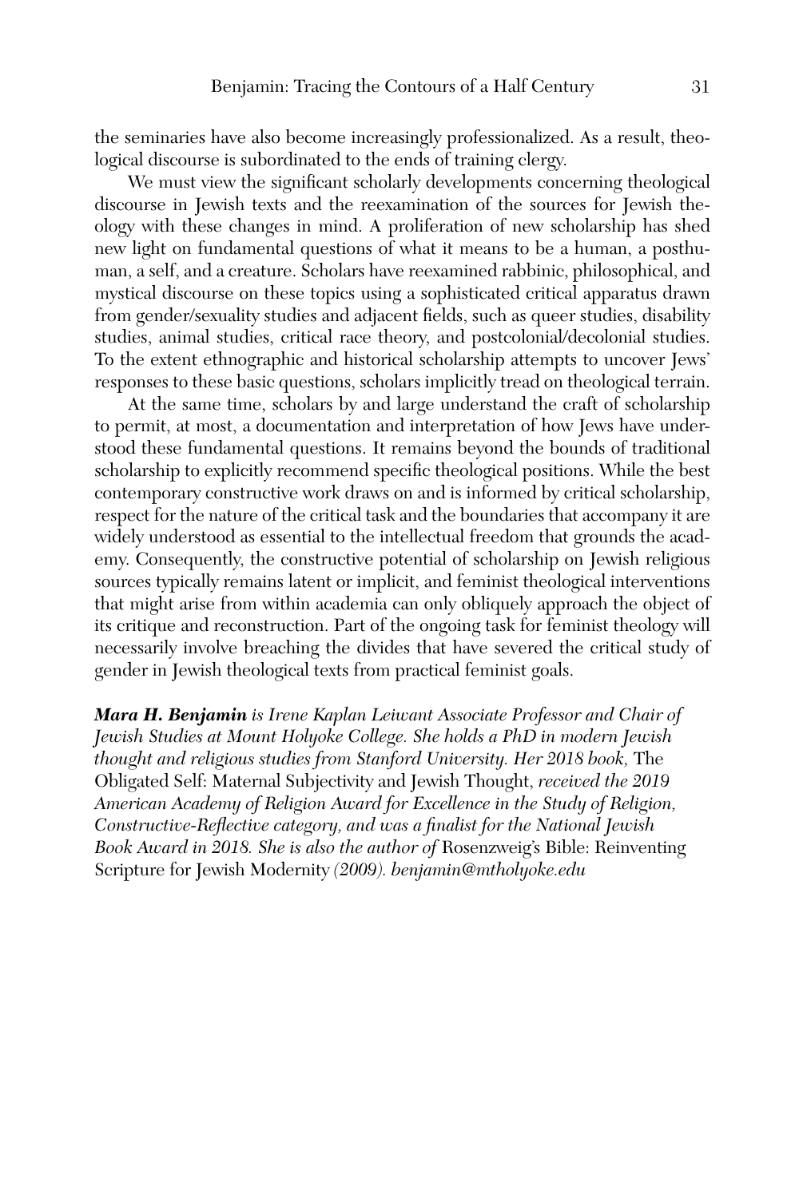the seminaries have also become increasingly professionalized. As a result, theological discourse is subordinated to the ends of training clergy.

We must view the significant scholarly developments concerning theological discourse in Jewish texts and the reexamination of the sources for Jewish theology with these changes in mind. A proliferation of new scholarship has shed new light on fundamental questions of what it means to be a human, a posthuman, a self, and a creature. Scholars have reexamined rabbinic, philosophical, and mystical discourse on these topics using a sophisticated critical apparatus drawn from gender/sexuality studies and adjacent fields, such as queer studies, disability studies, animal studies, critical race theory, and postcolonial/decolonial studies. To the extent ethnographic and historical scholarship attempts to uncover Jews' responses to these basic questions, scholars implicitly tread on theological terrain.

At the same time, scholars by and large understand the craft of scholarship to permit, at most, a documentation and interpretation of how Jews have understood these fundamental questions. It remains beyond the bounds of traditional scholarship to explicitly recommend specific theological positions. While the best contemporary constructive work draws on and is informed by critical scholarship, respect for the nature of the critical task and the boundaries that accompany it are widely understood as essential to the intellectual freedom that grounds the academy. Consequently, the constructive potential of scholarship on Jewish religious sources typically remains latent or implicit, and feminist theological interventions that might arise from within academia can only obliquely approach the object of its critique and reconstruction. Part of the ongoing task for feminist theology will necessarily involve breaching the divides that have severed the critical study of gender in Jewish theological texts from practical feminist goals.

***Mara H. Benjamin*** *is Irene Kaplan Leiwant Associate Professor and Chair of Jewish Studies at Mount Holyoke College. She holds a PhD in modern Jewish thought and religious studies from Stanford University. Her 2018 book,* The Obligated Self: Maternal Subjectivity and Jewish Thought, *received the 2019 American Academy of Religion Award for Excellence in the Study of Religion, Constructive-Reflective category, and was a finalist for the National Jewish Book Award in 2018. She is also the author of* Rosenzweig's Bible: Reinventing Scripture for Jewish Modernity *(2009). benjamin@mtholyoke.edu*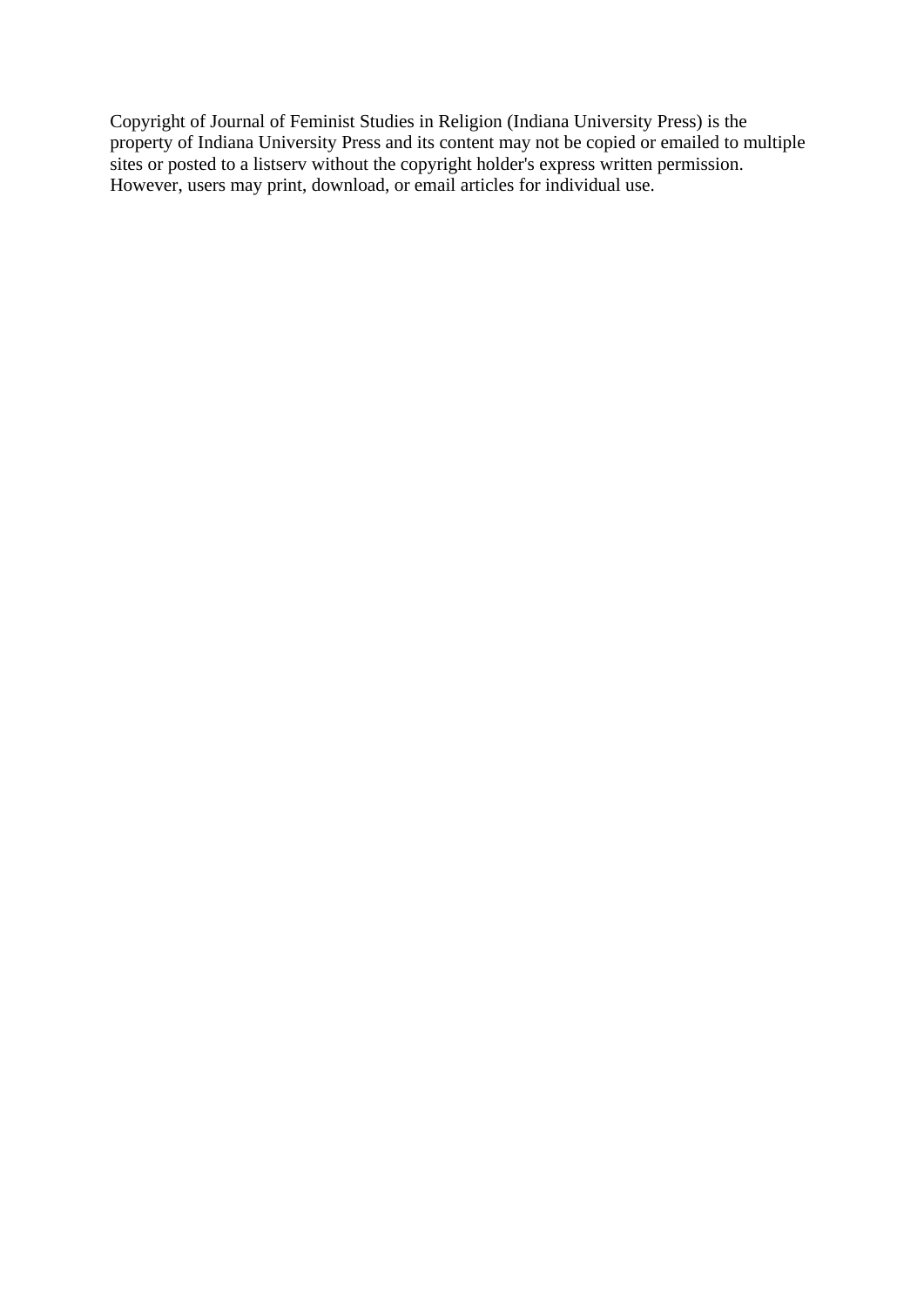Copyright of Journal of Feminist Studies in Religion (Indiana University Press) is the property of Indiana University Press and its content may not be copied or emailed to multiple sites or posted to a listserv without the copyright holder's express written permission. However, users may print, download, or email articles for individual use.